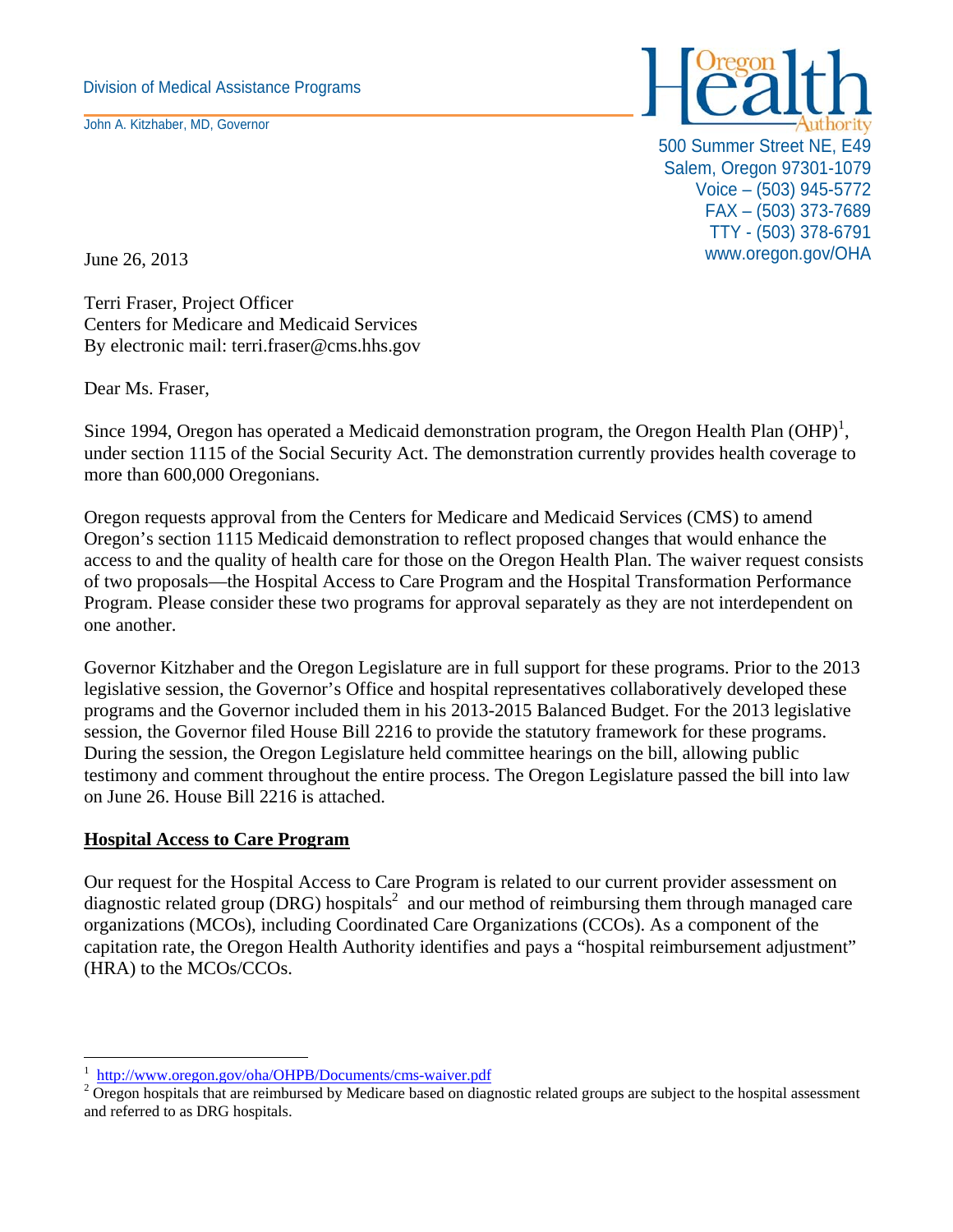Division of Medical Assistance Programs

John A. Kitzhaber, MD, Governor

Oregon Health Authority

500 Summer Street NE, E49
Salem, Oregon 97301-1079
Voice – (503) 945-5772
FAX – (503) 373-7689
TTY - (503) 378-6791
www.oregon.gov/OHA

June 26, 2013

Terri Fraser, Project Officer
Centers for Medicare and Medicaid Services
By electronic mail: terri.fraser@cms.hhs.gov

Dear Ms. Fraser,

Since 1994, Oregon has operated a Medicaid demonstration program, the Oregon Health Plan (OHP)[1], under section 1115 of the Social Security Act. The demonstration currently provides health coverage to more than 600,000 Oregonians.

Oregon requests approval from the Centers for Medicare and Medicaid Services (CMS) to amend Oregon's section 1115 Medicaid demonstration to reflect proposed changes that would enhance the access to and the quality of health care for those on the Oregon Health Plan. The waiver request consists of two proposals—the Hospital Access to Care Program and the Hospital Transformation Performance Program. Please consider these two programs for approval separately as they are not interdependent on one another.

Governor Kitzhaber and the Oregon Legislature are in full support for these programs. Prior to the 2013 legislative session, the Governor's Office and hospital representatives collaboratively developed these programs and the Governor included them in his 2013-2015 Balanced Budget. For the 2013 legislative session, the Governor filed House Bill 2216 to provide the statutory framework for these programs. During the session, the Oregon Legislature held committee hearings on the bill, allowing public testimony and comment throughout the entire process. The Oregon Legislature passed the bill into law on June 26. House Bill 2216 is attached.

## Hospital Access to Care Program

Our request for the Hospital Access to Care Program is related to our current provider assessment on diagnostic related group (DRG) hospitals[2] and our method of reimbursing them through managed care organizations (MCOs), including Coordinated Care Organizations (CCOs). As a component of the capitation rate, the Oregon Health Authority identifies and pays a "hospital reimbursement adjustment" (HRA) to the MCOs/CCOs.

---

[1] http://www.oregon.gov/oha/OHPB/Documents/cms-waiver.pdf

[2] Oregon hospitals that are reimbursed by Medicare based on diagnostic related groups are subject to the hospital assessment and referred to as DRG hospitals.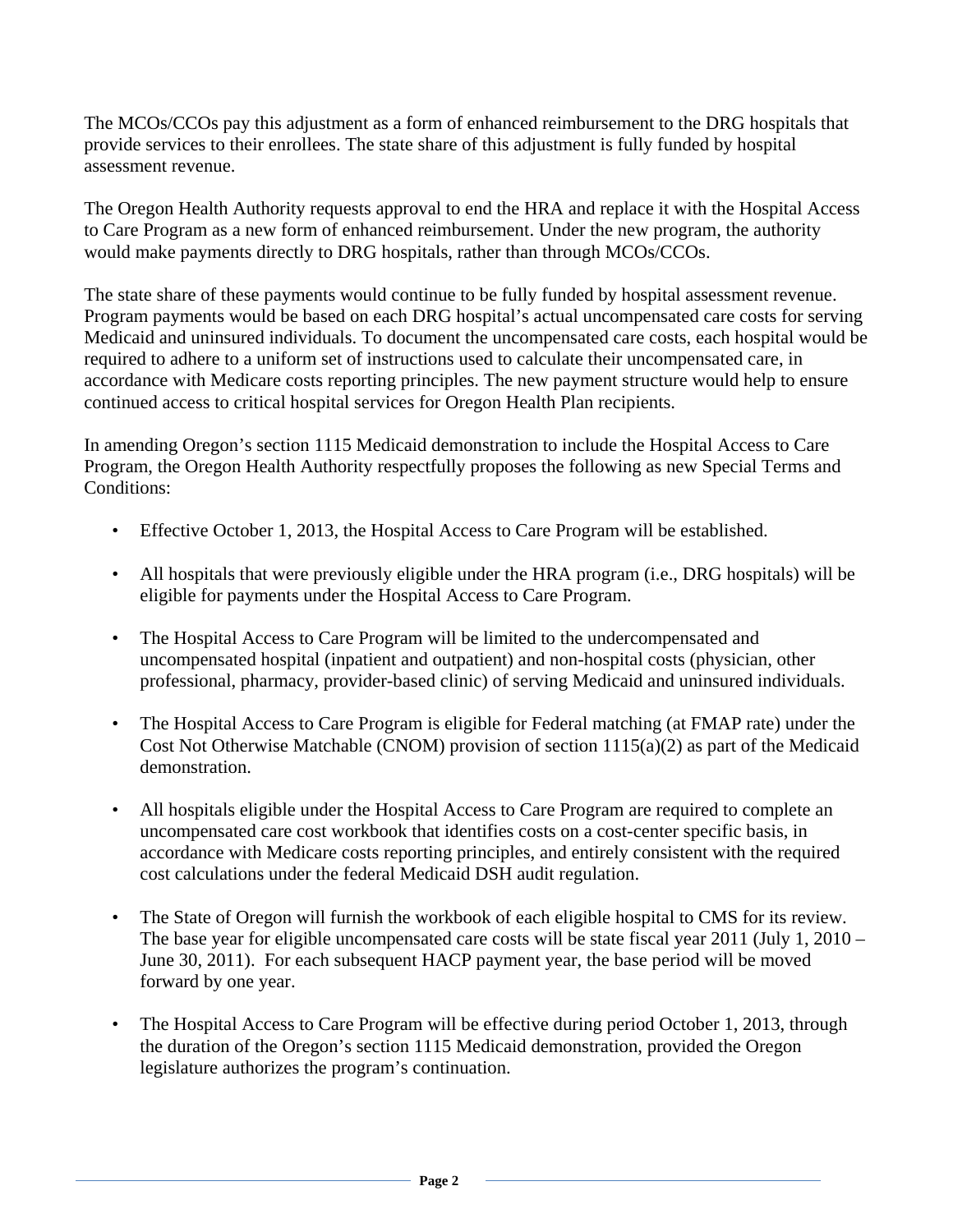The MCOs/CCOs pay this adjustment as a form of enhanced reimbursement to the DRG hospitals that provide services to their enrollees. The state share of this adjustment is fully funded by hospital assessment revenue.

The Oregon Health Authority requests approval to end the HRA and replace it with the Hospital Access to Care Program as a new form of enhanced reimbursement. Under the new program, the authority would make payments directly to DRG hospitals, rather than through MCOs/CCOs.

The state share of these payments would continue to be fully funded by hospital assessment revenue. Program payments would be based on each DRG hospital's actual uncompensated care costs for serving Medicaid and uninsured individuals. To document the uncompensated care costs, each hospital would be required to adhere to a uniform set of instructions used to calculate their uncompensated care, in accordance with Medicare costs reporting principles. The new payment structure would help to ensure continued access to critical hospital services for Oregon Health Plan recipients.

In amending Oregon's section 1115 Medicaid demonstration to include the Hospital Access to Care Program, the Oregon Health Authority respectfully proposes the following as new Special Terms and Conditions:

- Effective October 1, 2013, the Hospital Access to Care Program will be established.
- All hospitals that were previously eligible under the HRA program (i.e., DRG hospitals) will be eligible for payments under the Hospital Access to Care Program.
- The Hospital Access to Care Program will be limited to the undercompensated and uncompensated hospital (inpatient and outpatient) and non-hospital costs (physician, other professional, pharmacy, provider-based clinic) of serving Medicaid and uninsured individuals.
- The Hospital Access to Care Program is eligible for Federal matching (at FMAP rate) under the Cost Not Otherwise Matchable (CNOM) provision of section 1115(a)(2) as part of the Medicaid demonstration.
- All hospitals eligible under the Hospital Access to Care Program are required to complete an uncompensated care cost workbook that identifies costs on a cost-center specific basis, in accordance with Medicare costs reporting principles, and entirely consistent with the required cost calculations under the federal Medicaid DSH audit regulation.
- The State of Oregon will furnish the workbook of each eligible hospital to CMS for its review. The base year for eligible uncompensated care costs will be state fiscal year 2011 (July 1, 2010 – June 30, 2011). For each subsequent HACP payment year, the base period will be moved forward by one year.
- The Hospital Access to Care Program will be effective during period October 1, 2013, through the duration of the Oregon's section 1115 Medicaid demonstration, provided the Oregon legislature authorizes the program's continuation.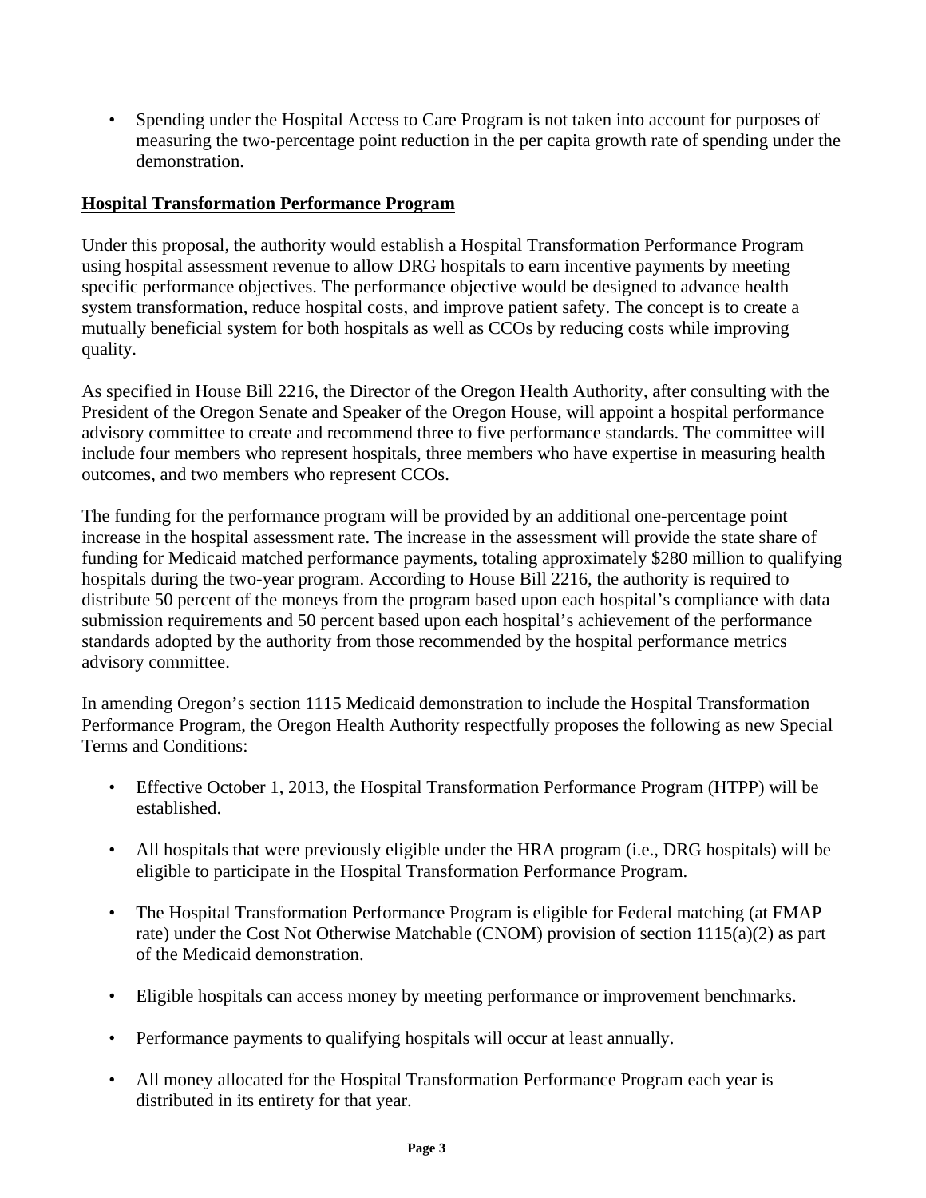- Spending under the Hospital Access to Care Program is not taken into account for purposes of measuring the two-percentage point reduction in the per capita growth rate of spending under the demonstration.

## Hospital Transformation Performance Program

Under this proposal, the authority would establish a Hospital Transformation Performance Program using hospital assessment revenue to allow DRG hospitals to earn incentive payments by meeting specific performance objectives. The performance objective would be designed to advance health system transformation, reduce hospital costs, and improve patient safety. The concept is to create a mutually beneficial system for both hospitals as well as CCOs by reducing costs while improving quality.

As specified in House Bill 2216, the Director of the Oregon Health Authority, after consulting with the President of the Oregon Senate and Speaker of the Oregon House, will appoint a hospital performance advisory committee to create and recommend three to five performance standards. The committee will include four members who represent hospitals, three members who have expertise in measuring health outcomes, and two members who represent CCOs.

The funding for the performance program will be provided by an additional one-percentage point increase in the hospital assessment rate. The increase in the assessment will provide the state share of funding for Medicaid matched performance payments, totaling approximately $280 million to qualifying hospitals during the two-year program. According to House Bill 2216, the authority is required to distribute 50 percent of the moneys from the program based upon each hospital's compliance with data submission requirements and 50 percent based upon each hospital's achievement of the performance standards adopted by the authority from those recommended by the hospital performance metrics advisory committee.

In amending Oregon's section 1115 Medicaid demonstration to include the Hospital Transformation Performance Program, the Oregon Health Authority respectfully proposes the following as new Special Terms and Conditions:

- Effective October 1, 2013, the Hospital Transformation Performance Program (HTPP) will be established.
- All hospitals that were previously eligible under the HRA program (i.e., DRG hospitals) will be eligible to participate in the Hospital Transformation Performance Program.
- The Hospital Transformation Performance Program is eligible for Federal matching (at FMAP rate) under the Cost Not Otherwise Matchable (CNOM) provision of section 1115(a)(2) as part of the Medicaid demonstration.
- Eligible hospitals can access money by meeting performance or improvement benchmarks.
- Performance payments to qualifying hospitals will occur at least annually.
- All money allocated for the Hospital Transformation Performance Program each year is distributed in its entirety for that year.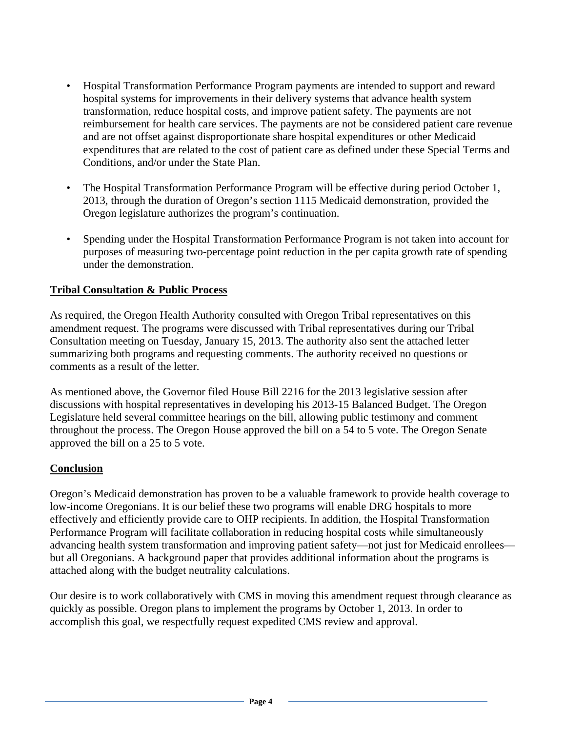- Hospital Transformation Performance Program payments are intended to support and reward hospital systems for improvements in their delivery systems that advance health system transformation, reduce hospital costs, and improve patient safety. The payments are not reimbursement for health care services. The payments are not be considered patient care revenue and are not offset against disproportionate share hospital expenditures or other Medicaid expenditures that are related to the cost of patient care as defined under these Special Terms and Conditions, and/or under the State Plan.

- The Hospital Transformation Performance Program will be effective during period October 1, 2013, through the duration of Oregon's section 1115 Medicaid demonstration, provided the Oregon legislature authorizes the program's continuation.

- Spending under the Hospital Transformation Performance Program is not taken into account for purposes of measuring two-percentage point reduction in the per capita growth rate of spending under the demonstration.

**Tribal Consultation & Public Process**

As required, the Oregon Health Authority consulted with Oregon Tribal representatives on this amendment request. The programs were discussed with Tribal representatives during our Tribal Consultation meeting on Tuesday, January 15, 2013. The authority also sent the attached letter summarizing both programs and requesting comments. The authority received no questions or comments as a result of the letter.

As mentioned above, the Governor filed House Bill 2216 for the 2013 legislative session after discussions with hospital representatives in developing his 2013-15 Balanced Budget. The Oregon Legislature held several committee hearings on the bill, allowing public testimony and comment throughout the process. The Oregon House approved the bill on a 54 to 5 vote. The Oregon Senate approved the bill on a 25 to 5 vote.

**Conclusion**

Oregon's Medicaid demonstration has proven to be a valuable framework to provide health coverage to low-income Oregonians. It is our belief these two programs will enable DRG hospitals to more effectively and efficiently provide care to OHP recipients. In addition, the Hospital Transformation Performance Program will facilitate collaboration in reducing hospital costs while simultaneously advancing health system transformation and improving patient safety—not just for Medicaid enrollees—but all Oregonians. A background paper that provides additional information about the programs is attached along with the budget neutrality calculations.

Our desire is to work collaboratively with CMS in moving this amendment request through clearance as quickly as possible. Oregon plans to implement the programs by October 1, 2013. In order to accomplish this goal, we respectfully request expedited CMS review and approval.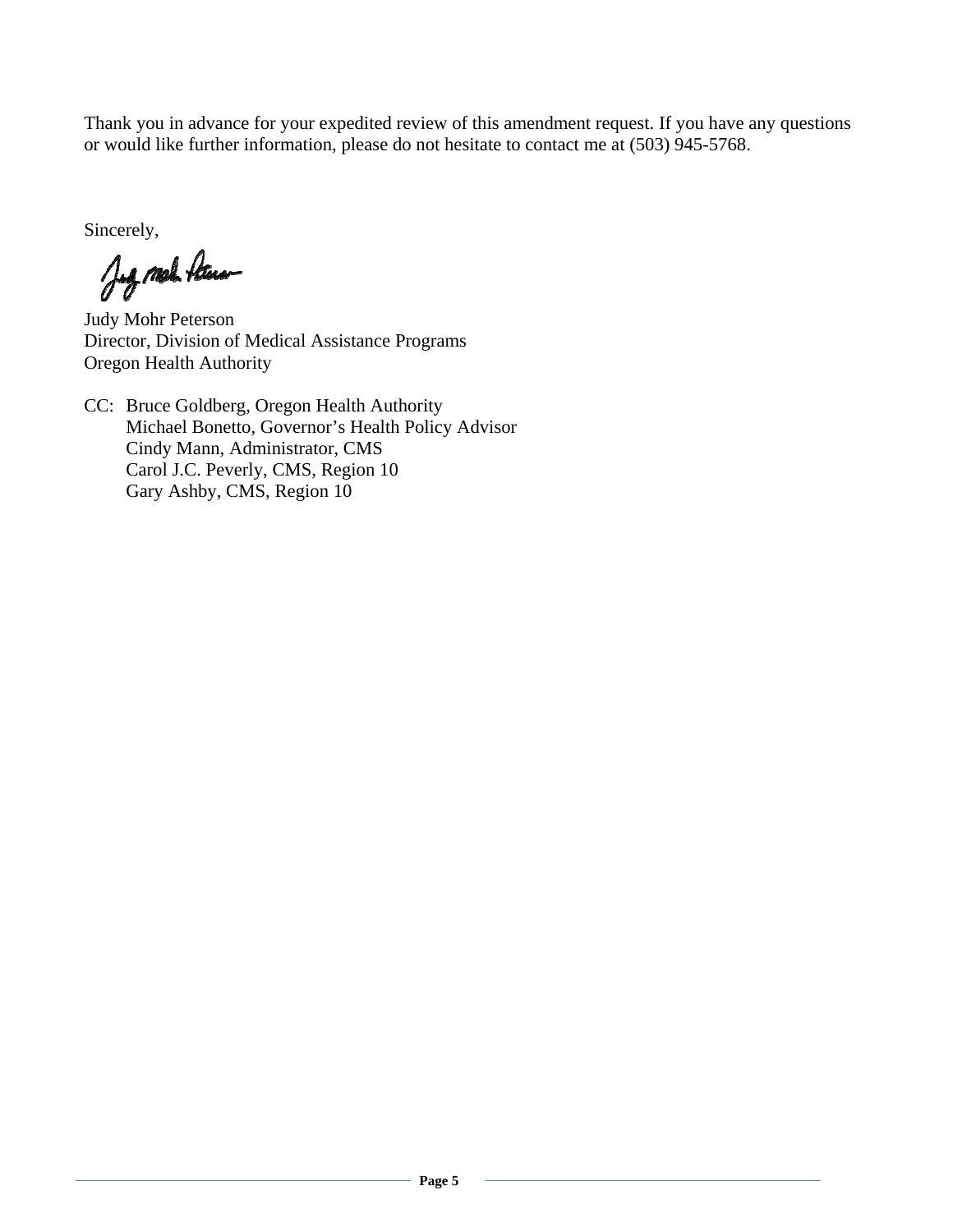Thank you in advance for your expedited review of this amendment request. If you have any questions or would like further information, please do not hesitate to contact me at (503) 945-5768.

Sincerely,

Judy Mohr Peterson
Director, Division of Medical Assistance Programs
Oregon Health Authority

CC: Bruce Goldberg, Oregon Health Authority
Michael Bonetto, Governor's Health Policy Advisor
Cindy Mann, Administrator, CMS
Carol J.C. Peverly, CMS, Region 10
Gary Ashby, CMS, Region 10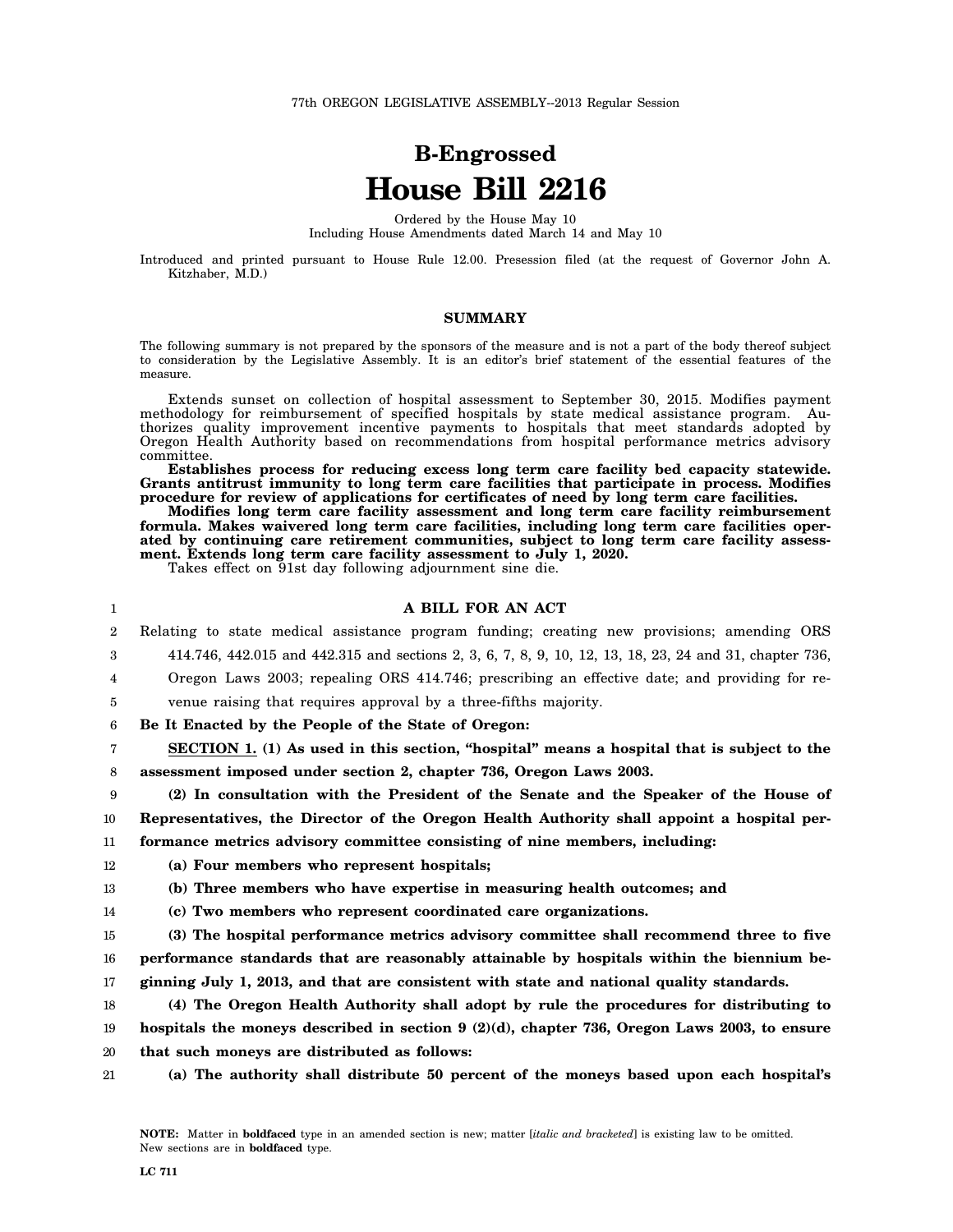77th OREGON LEGISLATIVE ASSEMBLY--2013 Regular Session

# B-Engrossed
# House Bill 2216

Ordered by the House May 10
Including House Amendments dated March 14 and May 10

Introduced and printed pursuant to House Rule 12.00. Presession filed (at the request of Governor John A. Kitzhaber, M.D.)

## SUMMARY

The following summary is not prepared by the sponsors of the measure and is not a part of the body thereof subject to consideration by the Legislative Assembly. It is an editor's brief statement of the essential features of the measure.

Extends sunset on collection of hospital assessment to September 30, 2015. Modifies payment methodology for reimbursement of specified hospitals by state medical assistance program. Authorizes quality improvement incentive payments to hospitals that meet standards adopted by Oregon Health Authority based on recommendations from hospital performance metrics advisory committee.

**Establishes process for reducing excess long term care facility bed capacity statewide. Grants antitrust immunity to long term care facilities that participate in process. Modifies procedure for review of applications for certificates of need by long term care facilities.**

**Modifies long term care facility assessment and long term care facility reimbursement formula. Makes waivered long term care facilities, including long term care facilities operated by continuing care retirement communities, subject to long term care facility assessment. Extends long term care facility assessment to July 1, 2020.**

Takes effect on 91st day following adjournment sine die.

**A BILL FOR AN ACT**

Relating to state medical assistance program funding; creating new provisions; amending ORS 414.746, 442.015 and 442.315 and sections 2, 3, 6, 7, 8, 9, 10, 12, 13, 18, 23, 24 and 31, chapter 736, Oregon Laws 2003; repealing ORS 414.746; prescribing an effective date; and providing for revenue raising that requires approval by a three-fifths majority.

**Be It Enacted by the People of the State of Oregon:**

**SECTION 1. (1) As used in this section, "hospital" means a hospital that is subject to the assessment imposed under section 2, chapter 736, Oregon Laws 2003.**

**(2) In consultation with the President of the Senate and the Speaker of the House of Representatives, the Director of the Oregon Health Authority shall appoint a hospital performance metrics advisory committee consisting of nine members, including:**

**(a) Four members who represent hospitals;**

**(b) Three members who have expertise in measuring health outcomes; and**

**(c) Two members who represent coordinated care organizations.**

**(3) The hospital performance metrics advisory committee shall recommend three to five performance standards that are reasonably attainable by hospitals within the biennium beginning July 1, 2013, and that are consistent with state and national quality standards.**

**(4) The Oregon Health Authority shall adopt by rule the procedures for distributing to hospitals the moneys described in section 9 (2)(d), chapter 736, Oregon Laws 2003, to ensure that such moneys are distributed as follows:**

**(a) The authority shall distribute 50 percent of the moneys based upon each hospital's**

NOTE: Matter in **boldfaced** type in an amended section is new; matter [*italic and bracketed*] is existing law to be omitted. New sections are in **boldfaced** type.

LC 711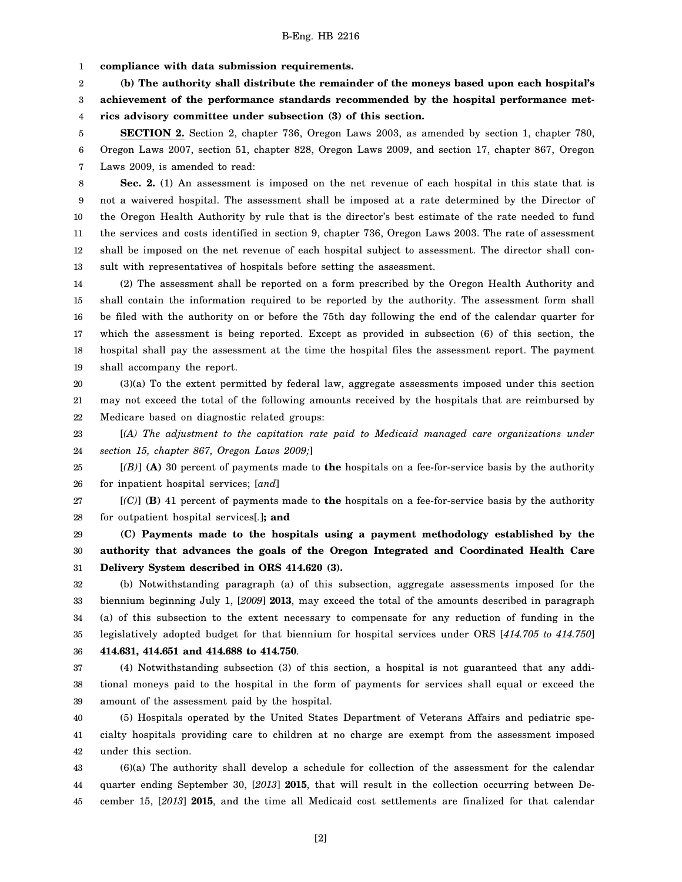**compliance with data submission requirements.**

**(b) The authority shall distribute the remainder of the moneys based upon each hospital's achievement of the performance standards recommended by the hospital performance metrics advisory committee under subsection (3) of this section.**

**SECTION 2.** Section 2, chapter 736, Oregon Laws 2003, as amended by section 1, chapter 780, Oregon Laws 2007, section 51, chapter 828, Oregon Laws 2009, and section 17, chapter 867, Oregon Laws 2009, is amended to read:

**Sec. 2.** (1) An assessment is imposed on the net revenue of each hospital in this state that is not a waivered hospital. The assessment shall be imposed at a rate determined by the Director of the Oregon Health Authority by rule that is the director's best estimate of the rate needed to fund the services and costs identified in section 9, chapter 736, Oregon Laws 2003. The rate of assessment shall be imposed on the net revenue of each hospital subject to assessment. The director shall consult with representatives of hospitals before setting the assessment.

(2) The assessment shall be reported on a form prescribed by the Oregon Health Authority and shall contain the information required to be reported by the authority. The assessment form shall be filed with the authority on or before the 75th day following the end of the calendar quarter for which the assessment is being reported. Except as provided in subsection (6) of this section, the hospital shall pay the assessment at the time the hospital files the assessment report. The payment shall accompany the report.

(3)(a) To the extent permitted by federal law, aggregate assessments imposed under this section may not exceed the total of the following amounts received by the hospitals that are reimbursed by Medicare based on diagnostic related groups:

[*(A) The adjustment to the capitation rate paid to Medicaid managed care organizations under section 15, chapter 867, Oregon Laws 2009;*]

[*(B)*] **(A)** 30 percent of payments made to **the** hospitals on a fee-for-service basis by the authority for inpatient hospital services; [*and*]

[*(C)*] **(B)** 41 percent of payments made to **the** hospitals on a fee-for-service basis by the authority for outpatient hospital services[*.*]**; and**

**(C) Payments made to the hospitals using a payment methodology established by the authority that advances the goals of the Oregon Integrated and Coordinated Health Care Delivery System described in ORS 414.620 (3).**

(b) Notwithstanding paragraph (a) of this subsection, aggregate assessments imposed for the biennium beginning July 1, [*2009*] **2013**, may exceed the total of the amounts described in paragraph (a) of this subsection to the extent necessary to compensate for any reduction of funding in the legislatively adopted budget for that biennium for hospital services under ORS [*414.705 to 414.750*] **414.631, 414.651 and 414.688 to 414.750**.

(4) Notwithstanding subsection (3) of this section, a hospital is not guaranteed that any additional moneys paid to the hospital in the form of payments for services shall equal or exceed the amount of the assessment paid by the hospital.

(5) Hospitals operated by the United States Department of Veterans Affairs and pediatric specialty hospitals providing care to children at no charge are exempt from the assessment imposed under this section.

(6)(a) The authority shall develop a schedule for collection of the assessment for the calendar quarter ending September 30, [*2013*] **2015**, that will result in the collection occurring between December 15, [*2013*] **2015**, and the time all Medicaid cost settlements are finalized for that calendar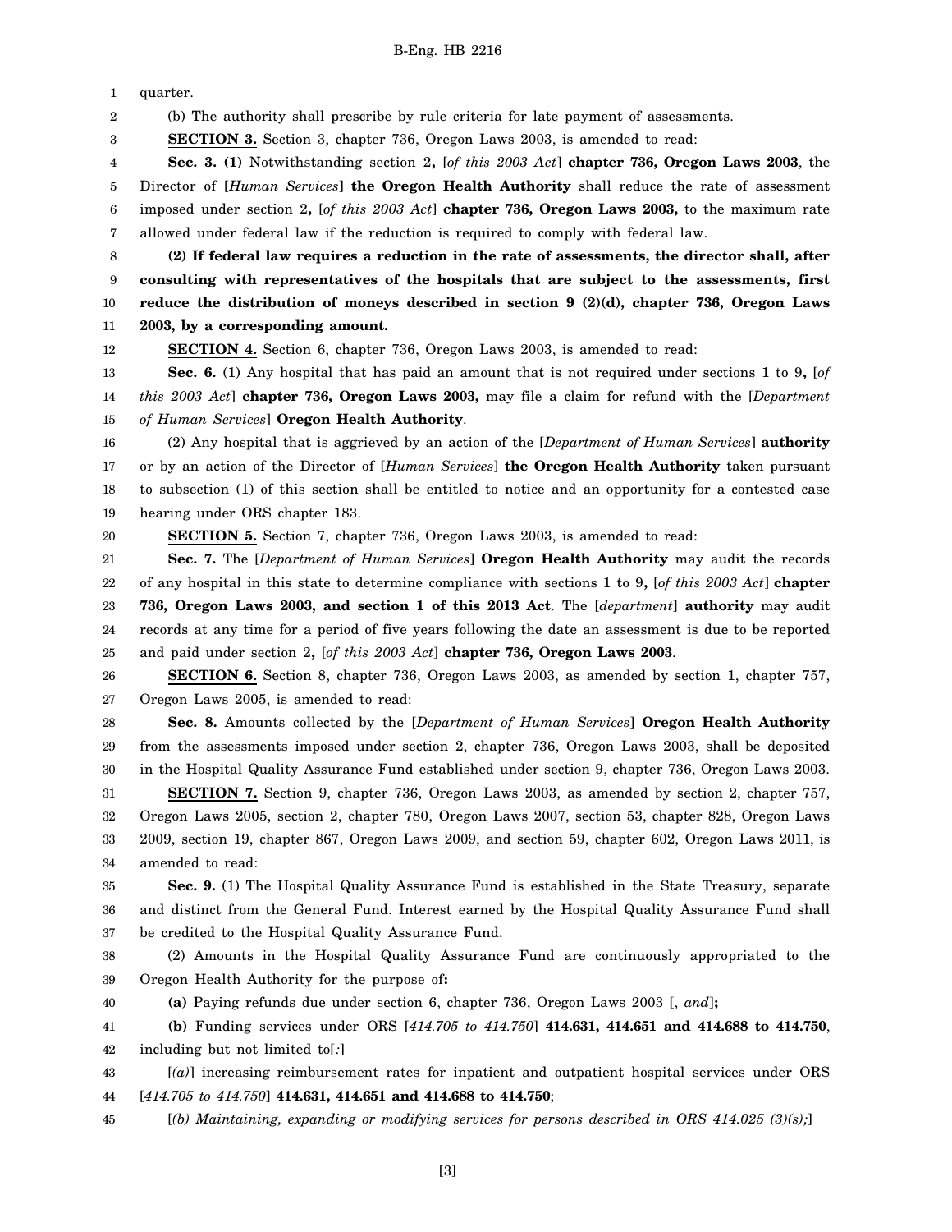quarter.

(b) The authority shall prescribe by rule criteria for late payment of assessments.

**SECTION 3.** Section 3, chapter 736, Oregon Laws 2003, is amended to read:

**Sec. 3. (1)** Notwithstanding section 2**,** [*of this 2003 Act*] **chapter 736, Oregon Laws 2003**, the Director of [*Human Services*] **the Oregon Health Authority** shall reduce the rate of assessment imposed under section 2**,** [*of this 2003 Act*] **chapter 736, Oregon Laws 2003,** to the maximum rate allowed under federal law if the reduction is required to comply with federal law.

**(2) If federal law requires a reduction in the rate of assessments, the director shall, after consulting with representatives of the hospitals that are subject to the assessments, first reduce the distribution of moneys described in section 9 (2)(d), chapter 736, Oregon Laws 2003, by a corresponding amount.**

**SECTION 4.** Section 6, chapter 736, Oregon Laws 2003, is amended to read:

**Sec. 6.** (1) Any hospital that has paid an amount that is not required under sections 1 to 9**,** [*of this 2003 Act*] **chapter 736, Oregon Laws 2003,** may file a claim for refund with the [*Department of Human Services*] **Oregon Health Authority**.

(2) Any hospital that is aggrieved by an action of the [*Department of Human Services*] **authority** or by an action of the Director of [*Human Services*] **the Oregon Health Authority** taken pursuant to subsection (1) of this section shall be entitled to notice and an opportunity for a contested case hearing under ORS chapter 183.

**SECTION 5.** Section 7, chapter 736, Oregon Laws 2003, is amended to read:

**Sec. 7.** The [*Department of Human Services*] **Oregon Health Authority** may audit the records of any hospital in this state to determine compliance with sections 1 to 9**,** [*of this 2003 Act*] **chapter 736, Oregon Laws 2003, and section 1 of this 2013 Act**. The [*department*] **authority** may audit records at any time for a period of five years following the date an assessment is due to be reported and paid under section 2**,** [*of this 2003 Act*] **chapter 736, Oregon Laws 2003**.

**SECTION 6.** Section 8, chapter 736, Oregon Laws 2003, as amended by section 1, chapter 757, Oregon Laws 2005, is amended to read:

**Sec. 8.** Amounts collected by the [*Department of Human Services*] **Oregon Health Authority** from the assessments imposed under section 2, chapter 736, Oregon Laws 2003, shall be deposited in the Hospital Quality Assurance Fund established under section 9, chapter 736, Oregon Laws 2003.

**SECTION 7.** Section 9, chapter 736, Oregon Laws 2003, as amended by section 2, chapter 757, Oregon Laws 2005, section 2, chapter 780, Oregon Laws 2007, section 53, chapter 828, Oregon Laws 2009, section 19, chapter 867, Oregon Laws 2009, and section 59, chapter 602, Oregon Laws 2011, is amended to read:

**Sec. 9.** (1) The Hospital Quality Assurance Fund is established in the State Treasury, separate and distinct from the General Fund. Interest earned by the Hospital Quality Assurance Fund shall be credited to the Hospital Quality Assurance Fund.

(2) Amounts in the Hospital Quality Assurance Fund are continuously appropriated to the Oregon Health Authority for the purpose of**:**

**(a)** Paying refunds due under section 6, chapter 736, Oregon Laws 2003 [*, and*]**;**

**(b)** Funding services under ORS [*414.705 to 414.750*] **414.631, 414.651 and 414.688 to 414.750**, including but not limited to[*:*]

[*(a)*] increasing reimbursement rates for inpatient and outpatient hospital services under ORS [*414.705 to 414.750*] **414.631, 414.651 and 414.688 to 414.750**;

[*(b) Maintaining, expanding or modifying services for persons described in ORS 414.025 (3)(s);*]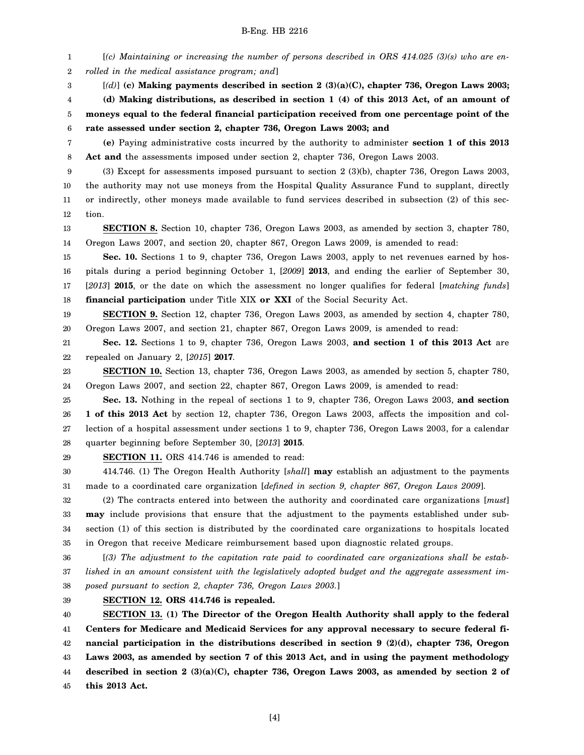[*(c) Maintaining or increasing the number of persons described in ORS 414.025 (3)(s) who are enrolled in the medical assistance program; and*]

[*(d)*] **(c) Making payments described in section 2 (3)(a)(C), chapter 736, Oregon Laws 2003;**

**(d) Making distributions, as described in section 1 (4) of this 2013 Act, of an amount of moneys equal to the federal financial participation received from one percentage point of the rate assessed under section 2, chapter 736, Oregon Laws 2003; and**

**(e)** Paying administrative costs incurred by the authority to administer **section 1 of this 2013 Act and** the assessments imposed under section 2, chapter 736, Oregon Laws 2003.

(3) Except for assessments imposed pursuant to section 2 (3)(b), chapter 736, Oregon Laws 2003, the authority may not use moneys from the Hospital Quality Assurance Fund to supplant, directly or indirectly, other moneys made available to fund services described in subsection (2) of this section.

**SECTION 8.** Section 10, chapter 736, Oregon Laws 2003, as amended by section 3, chapter 780, Oregon Laws 2007, and section 20, chapter 867, Oregon Laws 2009, is amended to read:

**Sec. 10.** Sections 1 to 9, chapter 736, Oregon Laws 2003, apply to net revenues earned by hospitals during a period beginning October 1, [*2009*] **2013**, and ending the earlier of September 30, [*2013*] **2015**, or the date on which the assessment no longer qualifies for federal [*matching funds*] **financial participation** under Title XIX **or XXI** of the Social Security Act.

**SECTION 9.** Section 12, chapter 736, Oregon Laws 2003, as amended by section 4, chapter 780, Oregon Laws 2007, and section 21, chapter 867, Oregon Laws 2009, is amended to read:

**Sec. 12.** Sections 1 to 9, chapter 736, Oregon Laws 2003, **and section 1 of this 2013 Act** are repealed on January 2, [*2015*] **2017**.

**SECTION 10.** Section 13, chapter 736, Oregon Laws 2003, as amended by section 5, chapter 780, Oregon Laws 2007, and section 22, chapter 867, Oregon Laws 2009, is amended to read:

**Sec. 13.** Nothing in the repeal of sections 1 to 9, chapter 736, Oregon Laws 2003, **and section 1 of this 2013 Act** by section 12, chapter 736, Oregon Laws 2003, affects the imposition and collection of a hospital assessment under sections 1 to 9, chapter 736, Oregon Laws 2003, for a calendar quarter beginning before September 30, [*2013*] **2015**.

**SECTION 11.** ORS 414.746 is amended to read:

414.746. (1) The Oregon Health Authority [*shall*] **may** establish an adjustment to the payments made to a coordinated care organization [*defined in section 9, chapter 867, Oregon Laws 2009*].

(2) The contracts entered into between the authority and coordinated care organizations [*must*] **may** include provisions that ensure that the adjustment to the payments established under subsection (1) of this section is distributed by the coordinated care organizations to hospitals located in Oregon that receive Medicare reimbursement based upon diagnostic related groups.

[*(3) The adjustment to the capitation rate paid to coordinated care organizations shall be established in an amount consistent with the legislatively adopted budget and the aggregate assessment imposed pursuant to section 2, chapter 736, Oregon Laws 2003.*]

**SECTION 12. ORS 414.746 is repealed.**

**SECTION 13. (1) The Director of the Oregon Health Authority shall apply to the federal Centers for Medicare and Medicaid Services for any approval necessary to secure federal financial participation in the distributions described in section 9 (2)(d), chapter 736, Oregon Laws 2003, as amended by section 7 of this 2013 Act, and in using the payment methodology described in section 2 (3)(a)(C), chapter 736, Oregon Laws 2003, as amended by section 2 of this 2013 Act.**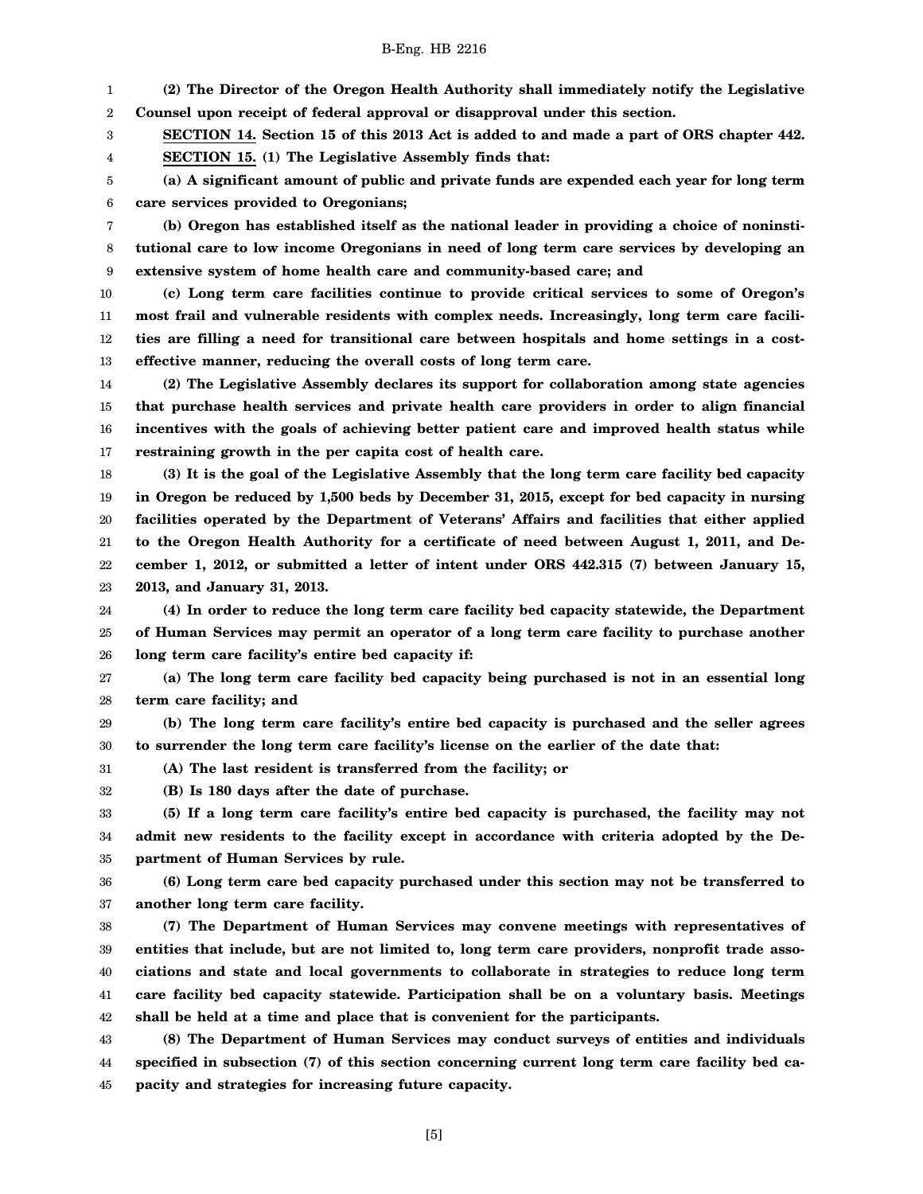**(2) The Director of the Oregon Health Authority shall immediately notify the Legislative Counsel upon receipt of federal approval or disapproval under this section.**

**SECTION 14. Section 15 of this 2013 Act is added to and made a part of ORS chapter 442.**

**SECTION 15. (1) The Legislative Assembly finds that:**

**(a) A significant amount of public and private funds are expended each year for long term care services provided to Oregonians;**

**(b) Oregon has established itself as the national leader in providing a choice of noninstitutional care to low income Oregonians in need of long term care services by developing an extensive system of home health care and community-based care; and**

**(c) Long term care facilities continue to provide critical services to some of Oregon's most frail and vulnerable residents with complex needs. Increasingly, long term care facilities are filling a need for transitional care between hospitals and home settings in a cost-effective manner, reducing the overall costs of long term care.**

**(2) The Legislative Assembly declares its support for collaboration among state agencies that purchase health services and private health care providers in order to align financial incentives with the goals of achieving better patient care and improved health status while restraining growth in the per capita cost of health care.**

**(3) It is the goal of the Legislative Assembly that the long term care facility bed capacity in Oregon be reduced by 1,500 beds by December 31, 2015, except for bed capacity in nursing facilities operated by the Department of Veterans' Affairs and facilities that either applied to the Oregon Health Authority for a certificate of need between August 1, 2011, and December 1, 2012, or submitted a letter of intent under ORS 442.315 (7) between January 15, 2013, and January 31, 2013.**

**(4) In order to reduce the long term care facility bed capacity statewide, the Department of Human Services may permit an operator of a long term care facility to purchase another long term care facility's entire bed capacity if:**

**(a) The long term care facility bed capacity being purchased is not in an essential long term care facility; and**

**(b) The long term care facility's entire bed capacity is purchased and the seller agrees to surrender the long term care facility's license on the earlier of the date that:**

**(A) The last resident is transferred from the facility; or**

**(B) Is 180 days after the date of purchase.**

**(5) If a long term care facility's entire bed capacity is purchased, the facility may not admit new residents to the facility except in accordance with criteria adopted by the Department of Human Services by rule.**

**(6) Long term care bed capacity purchased under this section may not be transferred to another long term care facility.**

**(7) The Department of Human Services may convene meetings with representatives of entities that include, but are not limited to, long term care providers, nonprofit trade associations and state and local governments to collaborate in strategies to reduce long term care facility bed capacity statewide. Participation shall be on a voluntary basis. Meetings shall be held at a time and place that is convenient for the participants.**

**(8) The Department of Human Services may conduct surveys of entities and individuals specified in subsection (7) of this section concerning current long term care facility bed capacity and strategies for increasing future capacity.**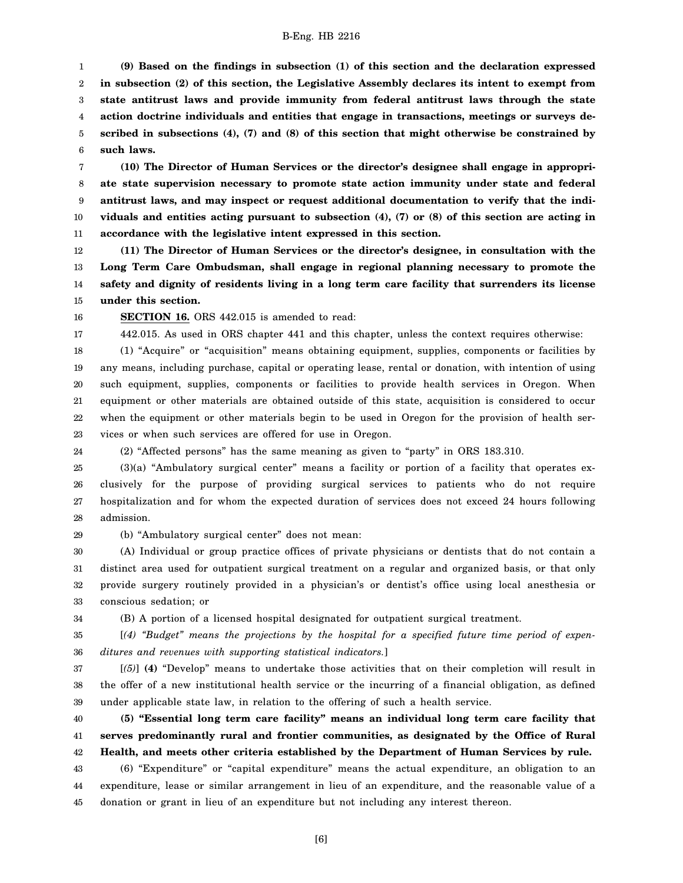**(9) Based on the findings in subsection (1) of this section and the declaration expressed in subsection (2) of this section, the Legislative Assembly declares its intent to exempt from state antitrust laws and provide immunity from federal antitrust laws through the state action doctrine individuals and entities that engage in transactions, meetings or surveys described in subsections (4), (7) and (8) of this section that might otherwise be constrained by such laws.**

**(10) The Director of Human Services or the director's designee shall engage in appropriate state supervision necessary to promote state action immunity under state and federal antitrust laws, and may inspect or request additional documentation to verify that the individuals and entities acting pursuant to subsection (4), (7) or (8) of this section are acting in accordance with the legislative intent expressed in this section.**

**(11) The Director of Human Services or the director's designee, in consultation with the Long Term Care Ombudsman, shall engage in regional planning necessary to promote the safety and dignity of residents living in a long term care facility that surrenders its license under this section.**

**SECTION 16.** ORS 442.015 is amended to read:

442.015. As used in ORS chapter 441 and this chapter, unless the context requires otherwise:

(1) "Acquire" or "acquisition" means obtaining equipment, supplies, components or facilities by any means, including purchase, capital or operating lease, rental or donation, with intention of using such equipment, supplies, components or facilities to provide health services in Oregon. When equipment or other materials are obtained outside of this state, acquisition is considered to occur when the equipment or other materials begin to be used in Oregon for the provision of health services or when such services are offered for use in Oregon.

(2) "Affected persons" has the same meaning as given to "party" in ORS 183.310.

(3)(a) "Ambulatory surgical center" means a facility or portion of a facility that operates exclusively for the purpose of providing surgical services to patients who do not require hospitalization and for whom the expected duration of services does not exceed 24 hours following admission.

(b) "Ambulatory surgical center" does not mean:

(A) Individual or group practice offices of private physicians or dentists that do not contain a distinct area used for outpatient surgical treatment on a regular and organized basis, or that only provide surgery routinely provided in a physician's or dentist's office using local anesthesia or conscious sedation; or

(B) A portion of a licensed hospital designated for outpatient surgical treatment.

[*(4) "Budget" means the projections by the hospital for a specified future time period of expenditures and revenues with supporting statistical indicators.*]

[*(5)*] **(4)** "Develop" means to undertake those activities that on their completion will result in the offer of a new institutional health service or the incurring of a financial obligation, as defined under applicable state law, in relation to the offering of such a health service.

**(5) "Essential long term care facility" means an individual long term care facility that serves predominantly rural and frontier communities, as designated by the Office of Rural Health, and meets other criteria established by the Department of Human Services by rule.**

(6) "Expenditure" or "capital expenditure" means the actual expenditure, an obligation to an expenditure, lease or similar arrangement in lieu of an expenditure, and the reasonable value of a donation or grant in lieu of an expenditure but not including any interest thereon.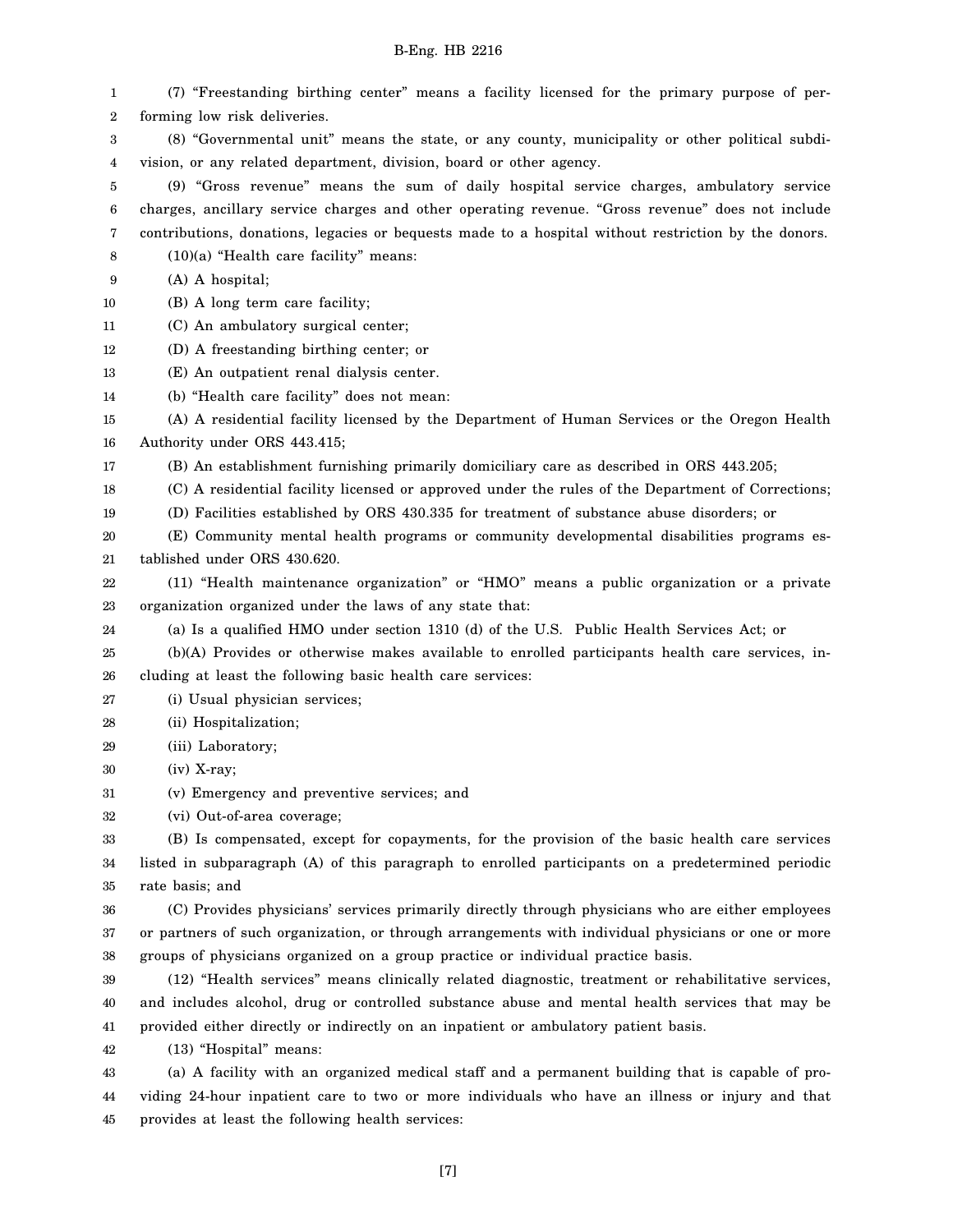(7) "Freestanding birthing center" means a facility licensed for the primary purpose of performing low risk deliveries.

(8) "Governmental unit" means the state, or any county, municipality or other political subdivision, or any related department, division, board or other agency.

(9) "Gross revenue" means the sum of daily hospital service charges, ambulatory service charges, ancillary service charges and other operating revenue. "Gross revenue" does not include contributions, donations, legacies or bequests made to a hospital without restriction by the donors.

(10)(a) "Health care facility" means:

(A) A hospital;

(B) A long term care facility;

(C) An ambulatory surgical center;

(D) A freestanding birthing center; or

(E) An outpatient renal dialysis center.

(b) "Health care facility" does not mean:

(A) A residential facility licensed by the Department of Human Services or the Oregon Health Authority under ORS 443.415;

(B) An establishment furnishing primarily domiciliary care as described in ORS 443.205;

(C) A residential facility licensed or approved under the rules of the Department of Corrections;

(D) Facilities established by ORS 430.335 for treatment of substance abuse disorders; or

(E) Community mental health programs or community developmental disabilities programs established under ORS 430.620.

(11) "Health maintenance organization" or "HMO" means a public organization or a private organization organized under the laws of any state that:

(a) Is a qualified HMO under section 1310 (d) of the U.S. Public Health Services Act; or

(b)(A) Provides or otherwise makes available to enrolled participants health care services, including at least the following basic health care services:

(i) Usual physician services;

(ii) Hospitalization;

(iii) Laboratory;

(iv) X-ray;

(v) Emergency and preventive services; and

(vi) Out-of-area coverage;

(B) Is compensated, except for copayments, for the provision of the basic health care services listed in subparagraph (A) of this paragraph to enrolled participants on a predetermined periodic rate basis; and

(C) Provides physicians' services primarily directly through physicians who are either employees or partners of such organization, or through arrangements with individual physicians or one or more groups of physicians organized on a group practice or individual practice basis.

(12) "Health services" means clinically related diagnostic, treatment or rehabilitative services, and includes alcohol, drug or controlled substance abuse and mental health services that may be provided either directly or indirectly on an inpatient or ambulatory patient basis.

(13) "Hospital" means:

(a) A facility with an organized medical staff and a permanent building that is capable of providing 24-hour inpatient care to two or more individuals who have an illness or injury and that provides at least the following health services: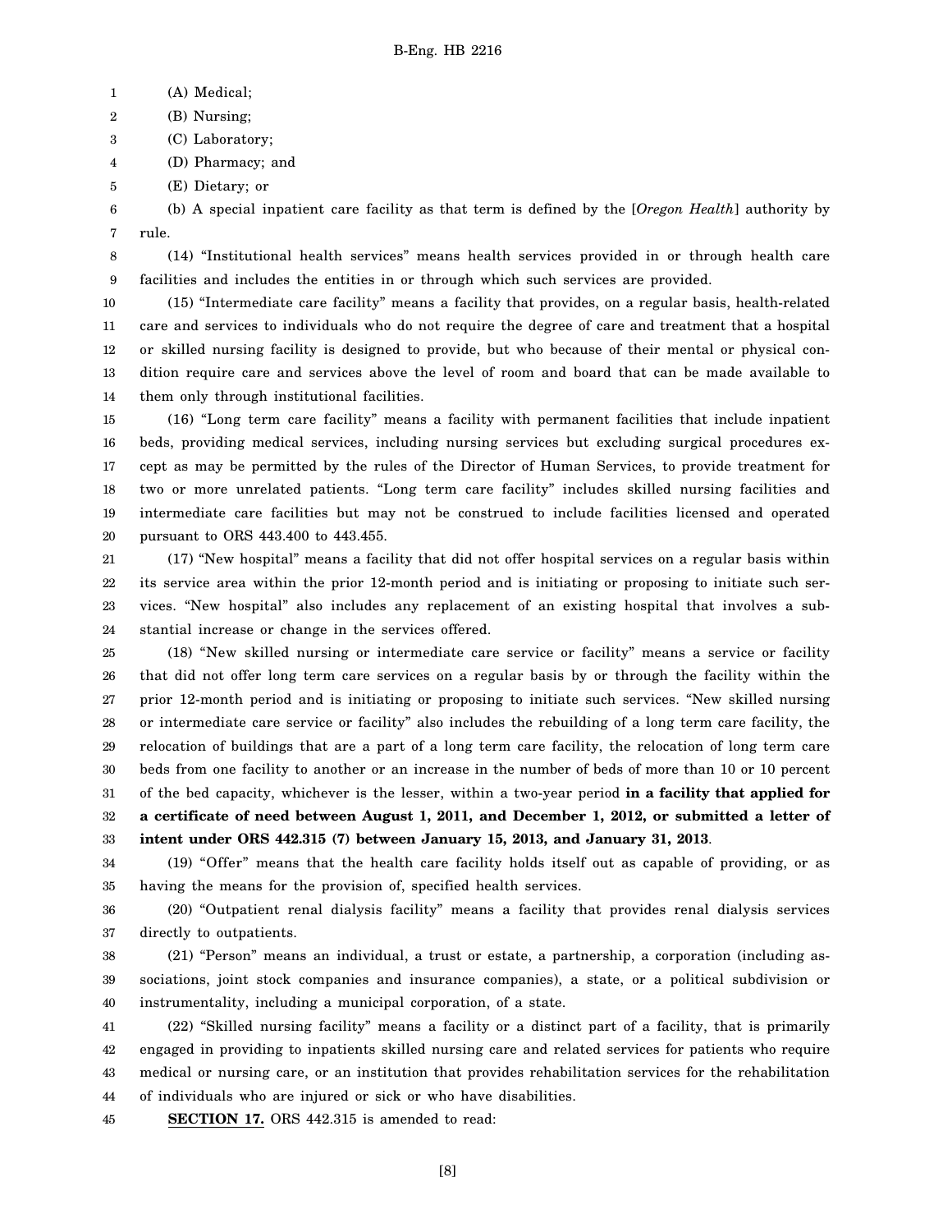(A) Medical;

(B) Nursing;

(C) Laboratory;

(D) Pharmacy; and

(E) Dietary; or

(b) A special inpatient care facility as that term is defined by the [*Oregon Health*] authority by rule.

(14) "Institutional health services" means health services provided in or through health care facilities and includes the entities in or through which such services are provided.

(15) "Intermediate care facility" means a facility that provides, on a regular basis, health-related care and services to individuals who do not require the degree of care and treatment that a hospital or skilled nursing facility is designed to provide, but who because of their mental or physical condition require care and services above the level of room and board that can be made available to them only through institutional facilities.

(16) "Long term care facility" means a facility with permanent facilities that include inpatient beds, providing medical services, including nursing services but excluding surgical procedures except as may be permitted by the rules of the Director of Human Services, to provide treatment for two or more unrelated patients. "Long term care facility" includes skilled nursing facilities and intermediate care facilities but may not be construed to include facilities licensed and operated pursuant to ORS 443.400 to 443.455.

(17) "New hospital" means a facility that did not offer hospital services on a regular basis within its service area within the prior 12-month period and is initiating or proposing to initiate such services. "New hospital" also includes any replacement of an existing hospital that involves a substantial increase or change in the services offered.

(18) "New skilled nursing or intermediate care service or facility" means a service or facility that did not offer long term care services on a regular basis by or through the facility within the prior 12-month period and is initiating or proposing to initiate such services. "New skilled nursing or intermediate care service or facility" also includes the rebuilding of a long term care facility, the relocation of buildings that are a part of a long term care facility, the relocation of long term care beds from one facility to another or an increase in the number of beds of more than 10 or 10 percent of the bed capacity, whichever is the lesser, within a two-year period **in a facility that applied for a certificate of need between August 1, 2011, and December 1, 2012, or submitted a letter of intent under ORS 442.315 (7) between January 15, 2013, and January 31, 2013**.

(19) "Offer" means that the health care facility holds itself out as capable of providing, or as having the means for the provision of, specified health services.

(20) "Outpatient renal dialysis facility" means a facility that provides renal dialysis services directly to outpatients.

(21) "Person" means an individual, a trust or estate, a partnership, a corporation (including associations, joint stock companies and insurance companies), a state, or a political subdivision or instrumentality, including a municipal corporation, of a state.

(22) "Skilled nursing facility" means a facility or a distinct part of a facility, that is primarily engaged in providing to inpatients skilled nursing care and related services for patients who require medical or nursing care, or an institution that provides rehabilitation services for the rehabilitation of individuals who are injured or sick or who have disabilities.

**SECTION 17.** ORS 442.315 is amended to read: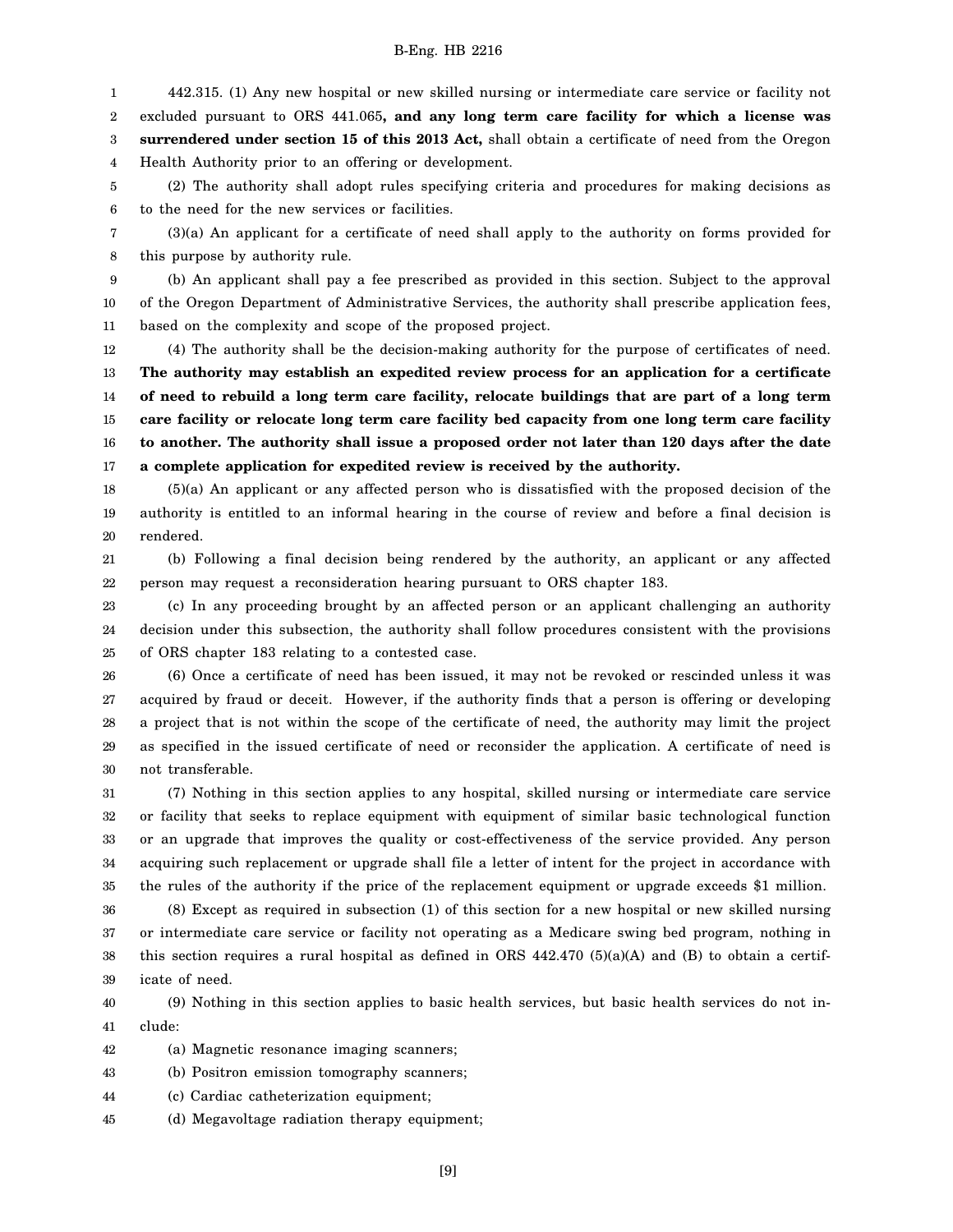442.315. (1) Any new hospital or new skilled nursing or intermediate care service or facility not excluded pursuant to ORS 441.065**, and any long term care facility for which a license was surrendered under section 15 of this 2013 Act,** shall obtain a certificate of need from the Oregon Health Authority prior to an offering or development.

(2) The authority shall adopt rules specifying criteria and procedures for making decisions as to the need for the new services or facilities.

(3)(a) An applicant for a certificate of need shall apply to the authority on forms provided for this purpose by authority rule.

(b) An applicant shall pay a fee prescribed as provided in this section. Subject to the approval of the Oregon Department of Administrative Services, the authority shall prescribe application fees, based on the complexity and scope of the proposed project.

(4) The authority shall be the decision-making authority for the purpose of certificates of need. **The authority may establish an expedited review process for an application for a certificate of need to rebuild a long term care facility, relocate buildings that are part of a long term care facility or relocate long term care facility bed capacity from one long term care facility to another. The authority shall issue a proposed order not later than 120 days after the date a complete application for expedited review is received by the authority.**

(5)(a) An applicant or any affected person who is dissatisfied with the proposed decision of the authority is entitled to an informal hearing in the course of review and before a final decision is rendered.

(b) Following a final decision being rendered by the authority, an applicant or any affected person may request a reconsideration hearing pursuant to ORS chapter 183.

(c) In any proceeding brought by an affected person or an applicant challenging an authority decision under this subsection, the authority shall follow procedures consistent with the provisions of ORS chapter 183 relating to a contested case.

(6) Once a certificate of need has been issued, it may not be revoked or rescinded unless it was acquired by fraud or deceit. However, if the authority finds that a person is offering or developing a project that is not within the scope of the certificate of need, the authority may limit the project as specified in the issued certificate of need or reconsider the application. A certificate of need is not transferable.

(7) Nothing in this section applies to any hospital, skilled nursing or intermediate care service or facility that seeks to replace equipment with equipment of similar basic technological function or an upgrade that improves the quality or cost-effectiveness of the service provided. Any person acquiring such replacement or upgrade shall file a letter of intent for the project in accordance with the rules of the authority if the price of the replacement equipment or upgrade exceeds $1 million.

(8) Except as required in subsection (1) of this section for a new hospital or new skilled nursing or intermediate care service or facility not operating as a Medicare swing bed program, nothing in this section requires a rural hospital as defined in ORS 442.470 (5)(a)(A) and (B) to obtain a certificate of need.

(9) Nothing in this section applies to basic health services, but basic health services do not include:

(a) Magnetic resonance imaging scanners;

(b) Positron emission tomography scanners;

(c) Cardiac catheterization equipment;

(d) Megavoltage radiation therapy equipment;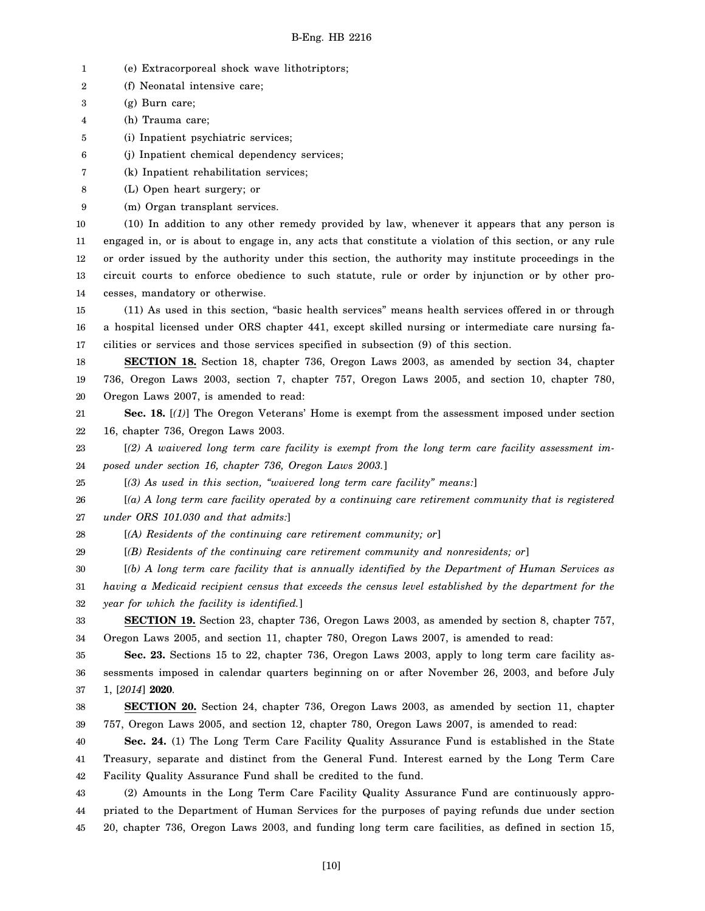(e) Extracorporeal shock wave lithotriptors;

(f) Neonatal intensive care;

(g) Burn care;

(h) Trauma care;

(i) Inpatient psychiatric services;

(j) Inpatient chemical dependency services;

(k) Inpatient rehabilitation services;

(L) Open heart surgery; or

(m) Organ transplant services.

(10) In addition to any other remedy provided by law, whenever it appears that any person is engaged in, or is about to engage in, any acts that constitute a violation of this section, or any rule or order issued by the authority under this section, the authority may institute proceedings in the circuit courts to enforce obedience to such statute, rule or order by injunction or by other processes, mandatory or otherwise.

(11) As used in this section, "basic health services" means health services offered in or through a hospital licensed under ORS chapter 441, except skilled nursing or intermediate care nursing facilities or services and those services specified in subsection (9) of this section.

**SECTION 18.** Section 18, chapter 736, Oregon Laws 2003, as amended by section 34, chapter 736, Oregon Laws 2003, section 7, chapter 757, Oregon Laws 2005, and section 10, chapter 780, Oregon Laws 2007, is amended to read:

**Sec. 18.** [*(1)*] The Oregon Veterans' Home is exempt from the assessment imposed under section 16, chapter 736, Oregon Laws 2003.

[*(2) A waivered long term care facility is exempt from the long term care facility assessment imposed under section 16, chapter 736, Oregon Laws 2003.*]

[*(3) As used in this section, "waivered long term care facility" means:*]

[*(a) A long term care facility operated by a continuing care retirement community that is registered under ORS 101.030 and that admits:*]

[*(A) Residents of the continuing care retirement community; or*]

[*(B) Residents of the continuing care retirement community and nonresidents; or*]

[*(b) A long term care facility that is annually identified by the Department of Human Services as having a Medicaid recipient census that exceeds the census level established by the department for the year for which the facility is identified.*]

**SECTION 19.** Section 23, chapter 736, Oregon Laws 2003, as amended by section 8, chapter 757, Oregon Laws 2005, and section 11, chapter 780, Oregon Laws 2007, is amended to read:

**Sec. 23.** Sections 15 to 22, chapter 736, Oregon Laws 2003, apply to long term care facility assessments imposed in calendar quarters beginning on or after November 26, 2003, and before July 1, [*2014*] **2020**.

**SECTION 20.** Section 24, chapter 736, Oregon Laws 2003, as amended by section 11, chapter 757, Oregon Laws 2005, and section 12, chapter 780, Oregon Laws 2007, is amended to read:

**Sec. 24.** (1) The Long Term Care Facility Quality Assurance Fund is established in the State Treasury, separate and distinct from the General Fund. Interest earned by the Long Term Care Facility Quality Assurance Fund shall be credited to the fund.

(2) Amounts in the Long Term Care Facility Quality Assurance Fund are continuously appropriated to the Department of Human Services for the purposes of paying refunds due under section 20, chapter 736, Oregon Laws 2003, and funding long term care facilities, as defined in section 15,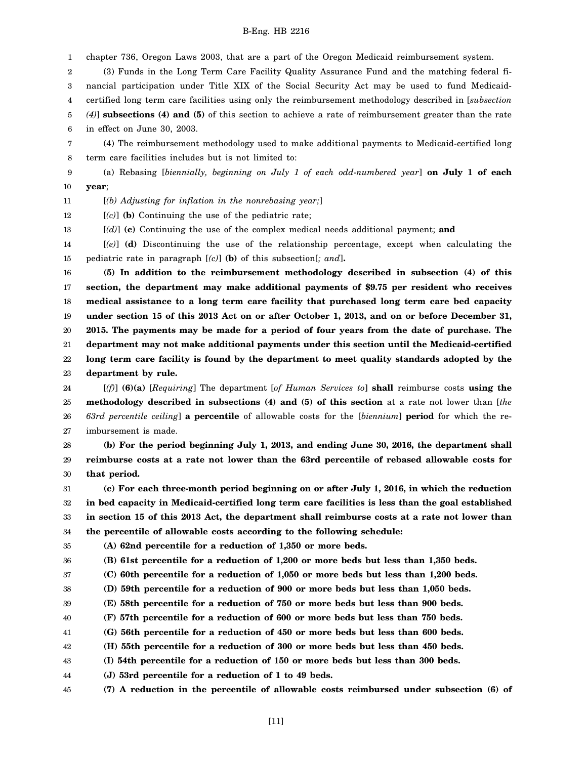chapter 736, Oregon Laws 2003, that are a part of the Oregon Medicaid reimbursement system.

(3) Funds in the Long Term Care Facility Quality Assurance Fund and the matching federal financial participation under Title XIX of the Social Security Act may be used to fund Medicaid-certified long term care facilities using only the reimbursement methodology described in [*subsection (4)*] **subsections (4) and (5)** of this section to achieve a rate of reimbursement greater than the rate in effect on June 30, 2003.

(4) The reimbursement methodology used to make additional payments to Medicaid-certified long term care facilities includes but is not limited to:

(a) Rebasing [*biennially, beginning on July 1 of each odd-numbered year*] **on July 1 of each year**;

[*(b) Adjusting for inflation in the nonrebasing year;*]

[*(c)*] **(b)** Continuing the use of the pediatric rate;

[*(d)*] **(c)** Continuing the use of the complex medical needs additional payment; **and**

[*(e)*] **(d)** Discontinuing the use of the relationship percentage, except when calculating the pediatric rate in paragraph [*(c)*] **(b)** of this subsection[*; and*]**.**

**(5) In addition to the reimbursement methodology described in subsection (4) of this section, the department may make additional payments of $9.75 per resident who receives medical assistance to a long term care facility that purchased long term care bed capacity under section 15 of this 2013 Act on or after October 1, 2013, and on or before December 31, 2015. The payments may be made for a period of four years from the date of purchase. The department may not make additional payments under this section until the Medicaid-certified long term care facility is found by the department to meet quality standards adopted by the department by rule.**

[*(f)*] **(6)(a)** [*Requiring*] The department [*of Human Services to*] **shall** reimburse costs **using the methodology described in subsections (4) and (5) of this section** at a rate not lower than [*the 63rd percentile ceiling*] **a percentile** of allowable costs for the [*biennium*] **period** for which the reimbursement is made.

**(b) For the period beginning July 1, 2013, and ending June 30, 2016, the department shall reimburse costs at a rate not lower than the 63rd percentile of rebased allowable costs for that period.**

**(c) For each three-month period beginning on or after July 1, 2016, in which the reduction in bed capacity in Medicaid-certified long term care facilities is less than the goal established in section 15 of this 2013 Act, the department shall reimburse costs at a rate not lower than the percentile of allowable costs according to the following schedule:**

**(A) 62nd percentile for a reduction of 1,350 or more beds.**

**(B) 61st percentile for a reduction of 1,200 or more beds but less than 1,350 beds.**

**(C) 60th percentile for a reduction of 1,050 or more beds but less than 1,200 beds.**

**(D) 59th percentile for a reduction of 900 or more beds but less than 1,050 beds.**

**(E) 58th percentile for a reduction of 750 or more beds but less than 900 beds.**

**(F) 57th percentile for a reduction of 600 or more beds but less than 750 beds.**

**(G) 56th percentile for a reduction of 450 or more beds but less than 600 beds.**

**(H) 55th percentile for a reduction of 300 or more beds but less than 450 beds.**

**(I) 54th percentile for a reduction of 150 or more beds but less than 300 beds.**

**(J) 53rd percentile for a reduction of 1 to 49 beds.**

**(7) A reduction in the percentile of allowable costs reimbursed under subsection (6) of**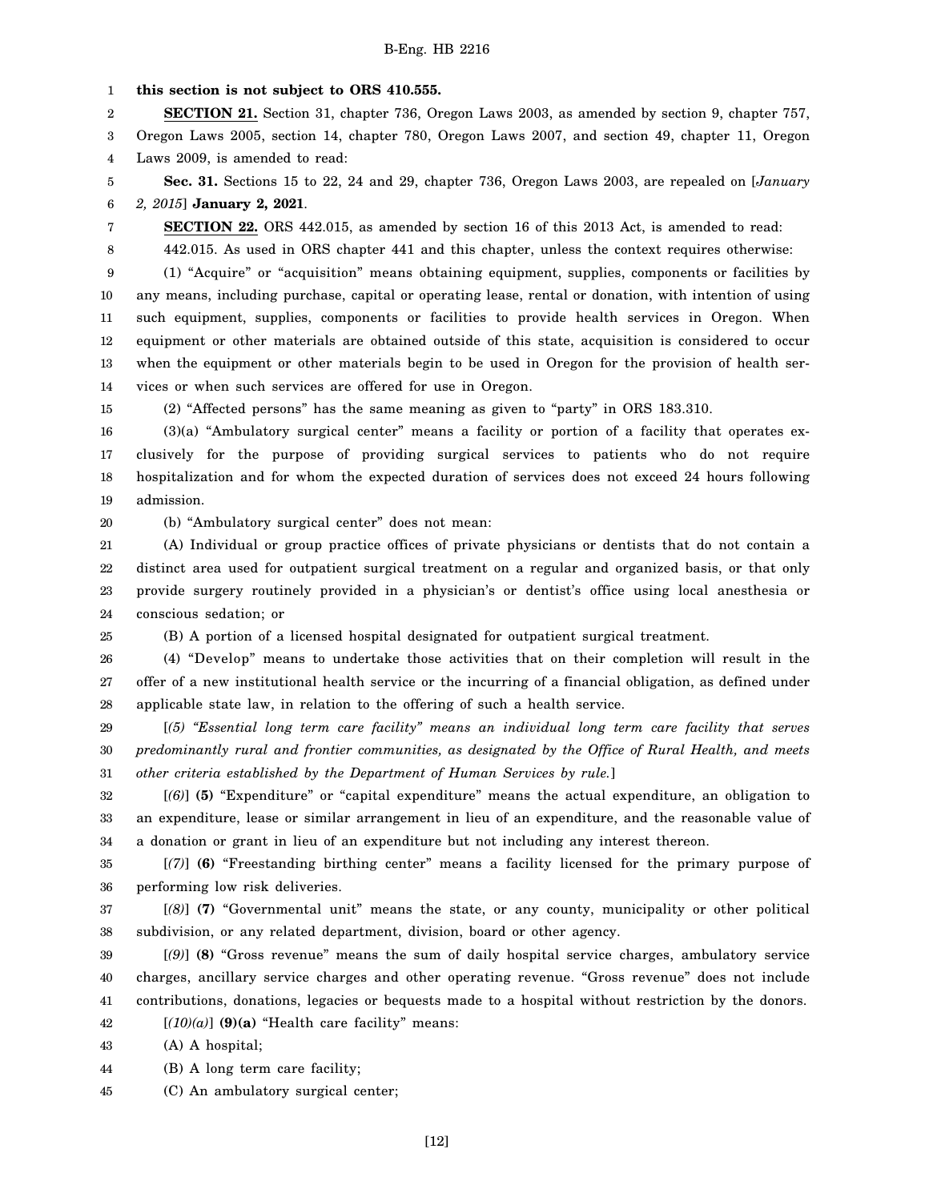**this section is not subject to ORS 410.555.**

**SECTION 21.** Section 31, chapter 736, Oregon Laws 2003, as amended by section 9, chapter 757, Oregon Laws 2005, section 14, chapter 780, Oregon Laws 2007, and section 49, chapter 11, Oregon Laws 2009, is amended to read:

**Sec. 31.** Sections 15 to 22, 24 and 29, chapter 736, Oregon Laws 2003, are repealed on [*January 2, 2015*] **January 2, 2021**.

**SECTION 22.** ORS 442.015, as amended by section 16 of this 2013 Act, is amended to read:

442.015. As used in ORS chapter 441 and this chapter, unless the context requires otherwise:

(1) "Acquire" or "acquisition" means obtaining equipment, supplies, components or facilities by any means, including purchase, capital or operating lease, rental or donation, with intention of using such equipment, supplies, components or facilities to provide health services in Oregon. When equipment or other materials are obtained outside of this state, acquisition is considered to occur when the equipment or other materials begin to be used in Oregon for the provision of health services or when such services are offered for use in Oregon.

(2) "Affected persons" has the same meaning as given to "party" in ORS 183.310.

(3)(a) "Ambulatory surgical center" means a facility or portion of a facility that operates exclusively for the purpose of providing surgical services to patients who do not require hospitalization and for whom the expected duration of services does not exceed 24 hours following admission.

(b) "Ambulatory surgical center" does not mean:

(A) Individual or group practice offices of private physicians or dentists that do not contain a distinct area used for outpatient surgical treatment on a regular and organized basis, or that only provide surgery routinely provided in a physician's or dentist's office using local anesthesia or conscious sedation; or

(B) A portion of a licensed hospital designated for outpatient surgical treatment.

(4) "Develop" means to undertake those activities that on their completion will result in the offer of a new institutional health service or the incurring of a financial obligation, as defined under applicable state law, in relation to the offering of such a health service.

[*(5) "Essential long term care facility" means an individual long term care facility that serves predominantly rural and frontier communities, as designated by the Office of Rural Health, and meets other criteria established by the Department of Human Services by rule.*]

[*(6)*] **(5)** "Expenditure" or "capital expenditure" means the actual expenditure, an obligation to an expenditure, lease or similar arrangement in lieu of an expenditure, and the reasonable value of a donation or grant in lieu of an expenditure but not including any interest thereon.

[*(7)*] **(6)** "Freestanding birthing center" means a facility licensed for the primary purpose of performing low risk deliveries.

[*(8)*] **(7)** "Governmental unit" means the state, or any county, municipality or other political subdivision, or any related department, division, board or other agency.

[*(9)*] **(8)** "Gross revenue" means the sum of daily hospital service charges, ambulatory service charges, ancillary service charges and other operating revenue. "Gross revenue" does not include contributions, donations, legacies or bequests made to a hospital without restriction by the donors.

[*(10)(a)*] **(9)(a)** "Health care facility" means:

(A) A hospital;

(B) A long term care facility;

(C) An ambulatory surgical center;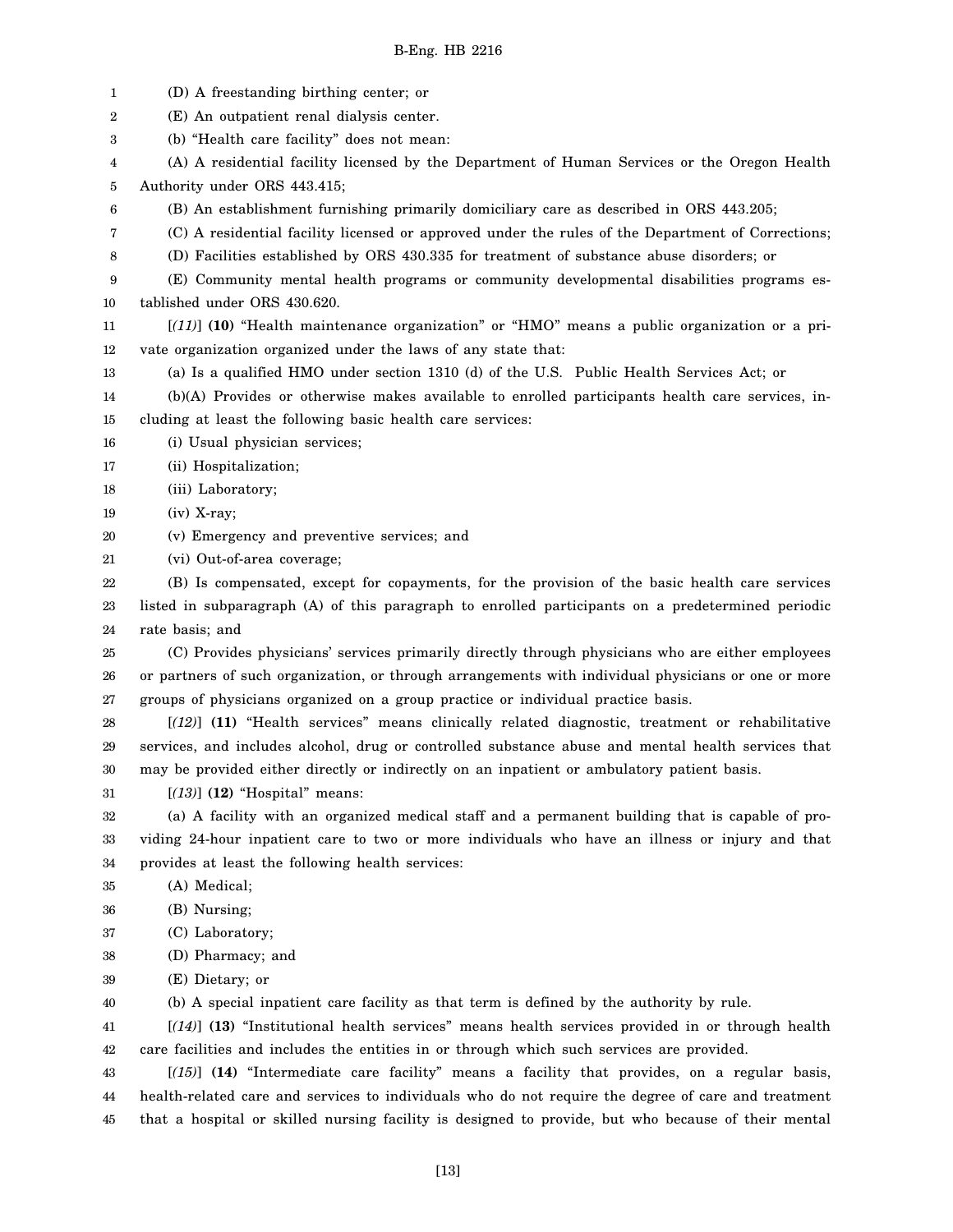(D) A freestanding birthing center; or

(E) An outpatient renal dialysis center.

(b) "Health care facility" does not mean:

(A) A residential facility licensed by the Department of Human Services or the Oregon Health Authority under ORS 443.415;

(B) An establishment furnishing primarily domiciliary care as described in ORS 443.205;

(C) A residential facility licensed or approved under the rules of the Department of Corrections;

(D) Facilities established by ORS 430.335 for treatment of substance abuse disorders; or

(E) Community mental health programs or community developmental disabilities programs established under ORS 430.620.

[*(11)*] **(10)** "Health maintenance organization" or "HMO" means a public organization or a private organization organized under the laws of any state that:

(a) Is a qualified HMO under section 1310 (d) of the U.S. Public Health Services Act; or

(b)(A) Provides or otherwise makes available to enrolled participants health care services, including at least the following basic health care services:

(i) Usual physician services;

(ii) Hospitalization;

(iii) Laboratory;

(iv) X-ray;

(v) Emergency and preventive services; and

(vi) Out-of-area coverage;

(B) Is compensated, except for copayments, for the provision of the basic health care services listed in subparagraph (A) of this paragraph to enrolled participants on a predetermined periodic rate basis; and

(C) Provides physicians' services primarily directly through physicians who are either employees or partners of such organization, or through arrangements with individual physicians or one or more groups of physicians organized on a group practice or individual practice basis.

[*(12)*] **(11)** "Health services" means clinically related diagnostic, treatment or rehabilitative services, and includes alcohol, drug or controlled substance abuse and mental health services that may be provided either directly or indirectly on an inpatient or ambulatory patient basis.

[*(13)*] **(12)** "Hospital" means:

(a) A facility with an organized medical staff and a permanent building that is capable of providing 24-hour inpatient care to two or more individuals who have an illness or injury and that provides at least the following health services:

(A) Medical;

(B) Nursing;

(C) Laboratory;

(D) Pharmacy; and

(E) Dietary; or

(b) A special inpatient care facility as that term is defined by the authority by rule.

[*(14)*] **(13)** "Institutional health services" means health services provided in or through health care facilities and includes the entities in or through which such services are provided.

[*(15)*] **(14)** "Intermediate care facility" means a facility that provides, on a regular basis, health-related care and services to individuals who do not require the degree of care and treatment that a hospital or skilled nursing facility is designed to provide, but who because of their mental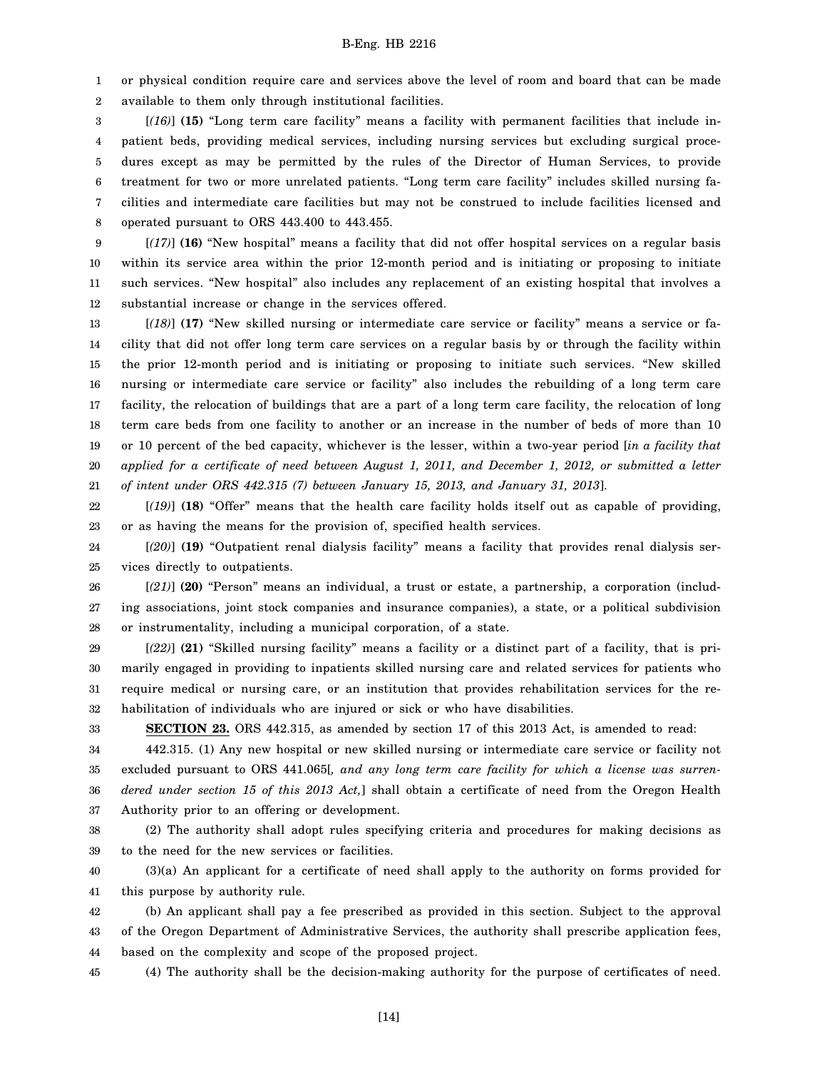or physical condition require care and services above the level of room and board that can be made available to them only through institutional facilities.

[*(16)*] **(15)** "Long term care facility" means a facility with permanent facilities that include inpatient beds, providing medical services, including nursing services but excluding surgical procedures except as may be permitted by the rules of the Director of Human Services, to provide treatment for two or more unrelated patients. "Long term care facility" includes skilled nursing facilities and intermediate care facilities but may not be construed to include facilities licensed and operated pursuant to ORS 443.400 to 443.455.

[*(17)*] **(16)** "New hospital" means a facility that did not offer hospital services on a regular basis within its service area within the prior 12-month period and is initiating or proposing to initiate such services. "New hospital" also includes any replacement of an existing hospital that involves a substantial increase or change in the services offered.

[*(18)*] **(17)** "New skilled nursing or intermediate care service or facility" means a service or facility that did not offer long term care services on a regular basis by or through the facility within the prior 12-month period and is initiating or proposing to initiate such services. "New skilled nursing or intermediate care service or facility" also includes the rebuilding of a long term care facility, the relocation of buildings that are a part of a long term care facility, the relocation of long term care beds from one facility to another or an increase in the number of beds of more than 10 or 10 percent of the bed capacity, whichever is the lesser, within a two-year period [*in a facility that applied for a certificate of need between August 1, 2011, and December 1, 2012, or submitted a letter of intent under ORS 442.315 (7) between January 15, 2013, and January 31, 2013*].

[*(19)*] **(18)** "Offer" means that the health care facility holds itself out as capable of providing, or as having the means for the provision of, specified health services.

[*(20)*] **(19)** "Outpatient renal dialysis facility" means a facility that provides renal dialysis services directly to outpatients.

[*(21)*] **(20)** "Person" means an individual, a trust or estate, a partnership, a corporation (including associations, joint stock companies and insurance companies), a state, or a political subdivision or instrumentality, including a municipal corporation, of a state.

[*(22)*] **(21)** "Skilled nursing facility" means a facility or a distinct part of a facility, that is primarily engaged in providing to inpatients skilled nursing care and related services for patients who require medical or nursing care, or an institution that provides rehabilitation services for the rehabilitation of individuals who are injured or sick or who have disabilities.

**SECTION 23.** ORS 442.315, as amended by section 17 of this 2013 Act, is amended to read:

442.315. (1) Any new hospital or new skilled nursing or intermediate care service or facility not excluded pursuant to ORS 441.065[*, and any long term care facility for which a license was surrendered under section 15 of this 2013 Act,*] shall obtain a certificate of need from the Oregon Health Authority prior to an offering or development.

(2) The authority shall adopt rules specifying criteria and procedures for making decisions as to the need for the new services or facilities.

(3)(a) An applicant for a certificate of need shall apply to the authority on forms provided for this purpose by authority rule.

(b) An applicant shall pay a fee prescribed as provided in this section. Subject to the approval of the Oregon Department of Administrative Services, the authority shall prescribe application fees, based on the complexity and scope of the proposed project.

(4) The authority shall be the decision-making authority for the purpose of certificates of need.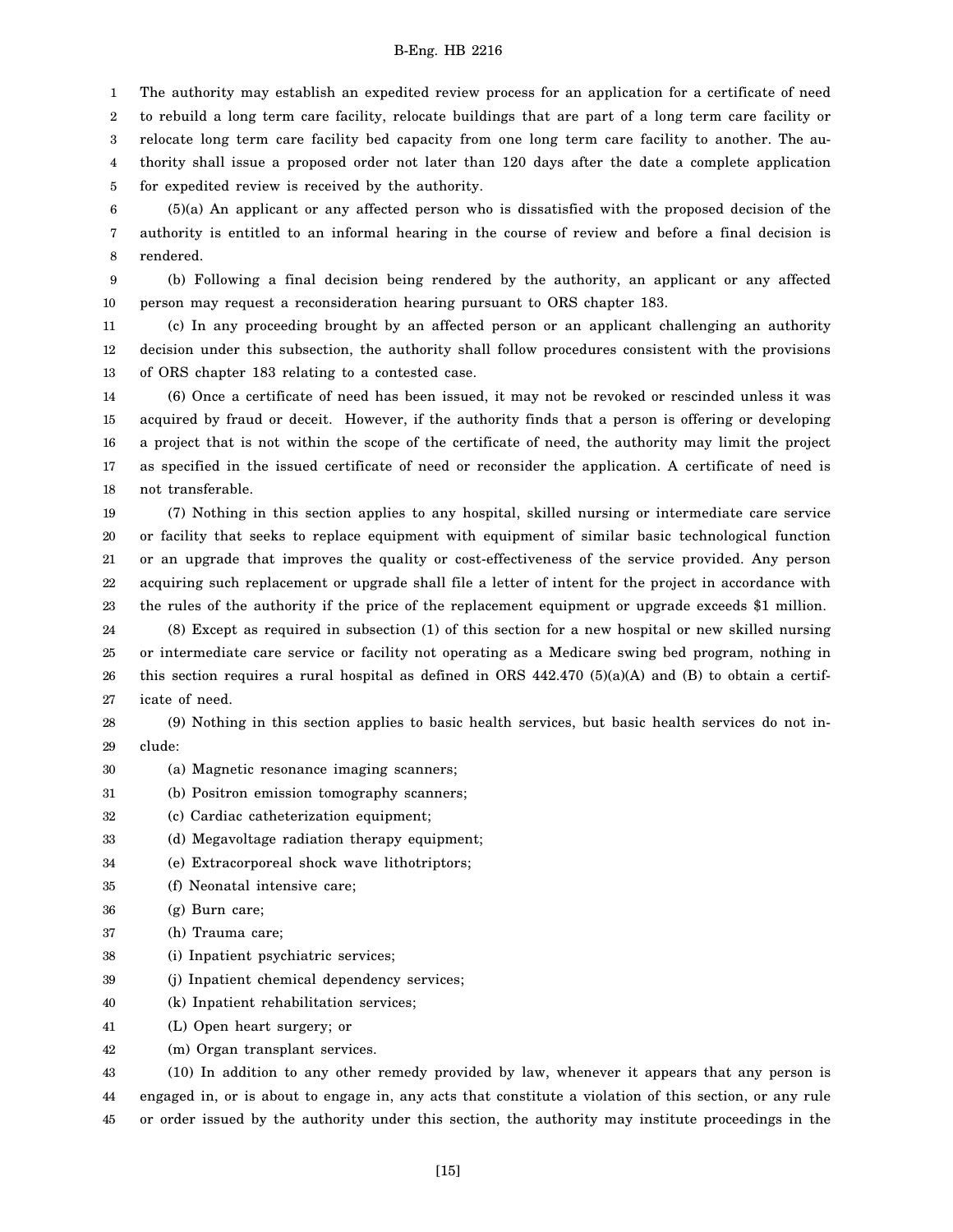The authority may establish an expedited review process for an application for a certificate of need to rebuild a long term care facility, relocate buildings that are part of a long term care facility or relocate long term care facility bed capacity from one long term care facility to another. The authority shall issue a proposed order not later than 120 days after the date a complete application for expedited review is received by the authority.

(5)(a) An applicant or any affected person who is dissatisfied with the proposed decision of the authority is entitled to an informal hearing in the course of review and before a final decision is rendered.

(b) Following a final decision being rendered by the authority, an applicant or any affected person may request a reconsideration hearing pursuant to ORS chapter 183.

(c) In any proceeding brought by an affected person or an applicant challenging an authority decision under this subsection, the authority shall follow procedures consistent with the provisions of ORS chapter 183 relating to a contested case.

(6) Once a certificate of need has been issued, it may not be revoked or rescinded unless it was acquired by fraud or deceit. However, if the authority finds that a person is offering or developing a project that is not within the scope of the certificate of need, the authority may limit the project as specified in the issued certificate of need or reconsider the application. A certificate of need is not transferable.

(7) Nothing in this section applies to any hospital, skilled nursing or intermediate care service or facility that seeks to replace equipment with equipment of similar basic technological function or an upgrade that improves the quality or cost-effectiveness of the service provided. Any person acquiring such replacement or upgrade shall file a letter of intent for the project in accordance with the rules of the authority if the price of the replacement equipment or upgrade exceeds $1 million.

(8) Except as required in subsection (1) of this section for a new hospital or new skilled nursing or intermediate care service or facility not operating as a Medicare swing bed program, nothing in this section requires a rural hospital as defined in ORS 442.470 (5)(a)(A) and (B) to obtain a certificate of need.

(9) Nothing in this section applies to basic health services, but basic health services do not include:

(a) Magnetic resonance imaging scanners;

(b) Positron emission tomography scanners;

(c) Cardiac catheterization equipment;

(d) Megavoltage radiation therapy equipment;

(e) Extracorporeal shock wave lithotriptors;

(f) Neonatal intensive care;

(g) Burn care;

(h) Trauma care;

(i) Inpatient psychiatric services;

(j) Inpatient chemical dependency services;

(k) Inpatient rehabilitation services;

(L) Open heart surgery; or

(m) Organ transplant services.

(10) In addition to any other remedy provided by law, whenever it appears that any person is engaged in, or is about to engage in, any acts that constitute a violation of this section, or any rule or order issued by the authority under this section, the authority may institute proceedings in the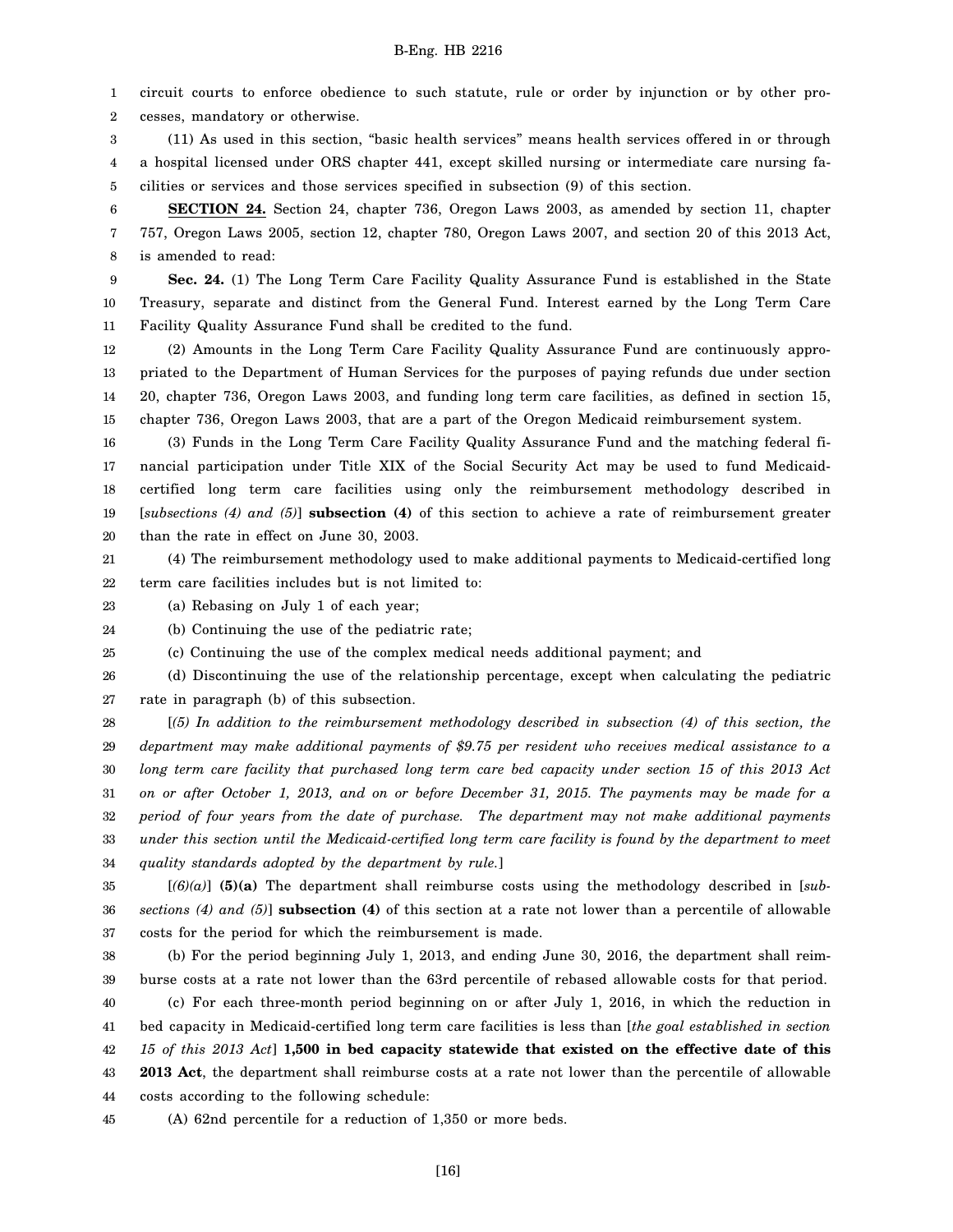circuit courts to enforce obedience to such statute, rule or order by injunction or by other processes, mandatory or otherwise.

(11) As used in this section, "basic health services" means health services offered in or through a hospital licensed under ORS chapter 441, except skilled nursing or intermediate care nursing facilities or services and those services specified in subsection (9) of this section.

**SECTION 24.** Section 24, chapter 736, Oregon Laws 2003, as amended by section 11, chapter 757, Oregon Laws 2005, section 12, chapter 780, Oregon Laws 2007, and section 20 of this 2013 Act, is amended to read:

**Sec. 24.** (1) The Long Term Care Facility Quality Assurance Fund is established in the State Treasury, separate and distinct from the General Fund. Interest earned by the Long Term Care Facility Quality Assurance Fund shall be credited to the fund.

(2) Amounts in the Long Term Care Facility Quality Assurance Fund are continuously appropriated to the Department of Human Services for the purposes of paying refunds due under section 20, chapter 736, Oregon Laws 2003, and funding long term care facilities, as defined in section 15, chapter 736, Oregon Laws 2003, that are a part of the Oregon Medicaid reimbursement system.

(3) Funds in the Long Term Care Facility Quality Assurance Fund and the matching federal financial participation under Title XIX of the Social Security Act may be used to fund Medicaid-certified long term care facilities using only the reimbursement methodology described in [*subsections (4) and (5)*] **subsection (4)** of this section to achieve a rate of reimbursement greater than the rate in effect on June 30, 2003.

(4) The reimbursement methodology used to make additional payments to Medicaid-certified long term care facilities includes but is not limited to:

(a) Rebasing on July 1 of each year;

(b) Continuing the use of the pediatric rate;

(c) Continuing the use of the complex medical needs additional payment; and

(d) Discontinuing the use of the relationship percentage, except when calculating the pediatric rate in paragraph (b) of this subsection.

[*(5) In addition to the reimbursement methodology described in subsection (4) of this section, the department may make additional payments of $9.75 per resident who receives medical assistance to a long term care facility that purchased long term care bed capacity under section 15 of this 2013 Act on or after October 1, 2013, and on or before December 31, 2015. The payments may be made for a period of four years from the date of purchase. The department may not make additional payments under this section until the Medicaid-certified long term care facility is found by the department to meet quality standards adopted by the department by rule.*]

[*(6)(a)*] **(5)(a)** The department shall reimburse costs using the methodology described in [*subsections (4) and (5)*] **subsection (4)** of this section at a rate not lower than a percentile of allowable costs for the period for which the reimbursement is made.

(b) For the period beginning July 1, 2013, and ending June 30, 2016, the department shall reimburse costs at a rate not lower than the 63rd percentile of rebased allowable costs for that period.

(c) For each three-month period beginning on or after July 1, 2016, in which the reduction in bed capacity in Medicaid-certified long term care facilities is less than [*the goal established in section 15 of this 2013 Act*] **1,500 in bed capacity statewide that existed on the effective date of this 2013 Act**, the department shall reimburse costs at a rate not lower than the percentile of allowable costs according to the following schedule:

(A) 62nd percentile for a reduction of 1,350 or more beds.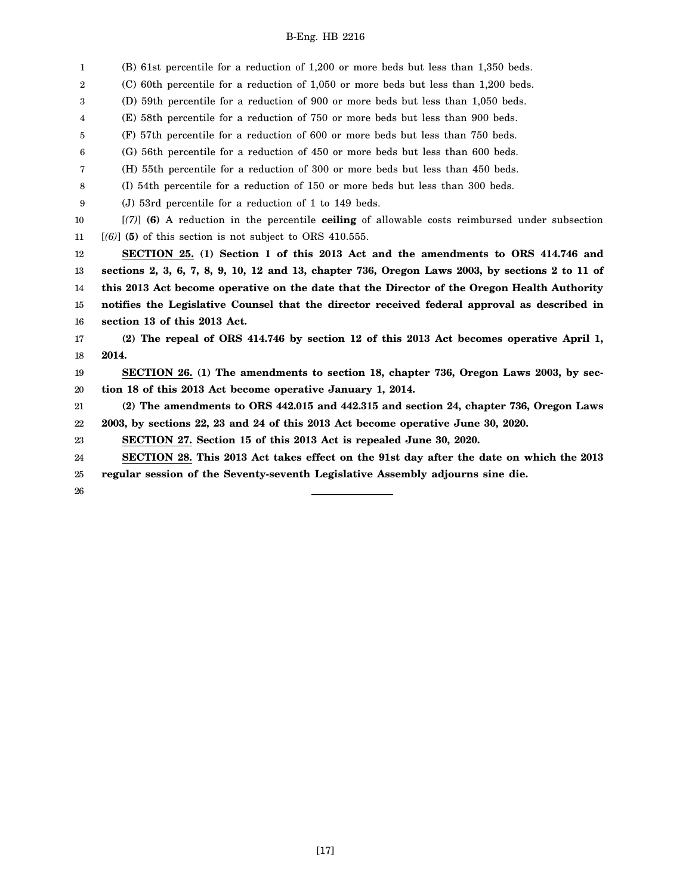(B) 61st percentile for a reduction of 1,200 or more beds but less than 1,350 beds.

(C) 60th percentile for a reduction of 1,050 or more beds but less than 1,200 beds.

(D) 59th percentile for a reduction of 900 or more beds but less than 1,050 beds.

(E) 58th percentile for a reduction of 750 or more beds but less than 900 beds.

(F) 57th percentile for a reduction of 600 or more beds but less than 750 beds.

(G) 56th percentile for a reduction of 450 or more beds but less than 600 beds.

(H) 55th percentile for a reduction of 300 or more beds but less than 450 beds.

(I) 54th percentile for a reduction of 150 or more beds but less than 300 beds.

(J) 53rd percentile for a reduction of 1 to 149 beds.

[*(7)*] **(6)** A reduction in the percentile **ceiling** of allowable costs reimbursed under subsection [*(6)*] **(5)** of this section is not subject to ORS 410.555.

**SECTION 25. (1) Section 1 of this 2013 Act and the amendments to ORS 414.746 and sections 2, 3, 6, 7, 8, 9, 10, 12 and 13, chapter 736, Oregon Laws 2003, by sections 2 to 11 of this 2013 Act become operative on the date that the Director of the Oregon Health Authority notifies the Legislative Counsel that the director received federal approval as described in section 13 of this 2013 Act.**

**(2) The repeal of ORS 414.746 by section 12 of this 2013 Act becomes operative April 1, 2014.**

**SECTION 26. (1) The amendments to section 18, chapter 736, Oregon Laws 2003, by section 18 of this 2013 Act become operative January 1, 2014.**

**(2) The amendments to ORS 442.015 and 442.315 and section 24, chapter 736, Oregon Laws 2003, by sections 22, 23 and 24 of this 2013 Act become operative June 30, 2020.**

**SECTION 27. Section 15 of this 2013 Act is repealed June 30, 2020.**

**SECTION 28. This 2013 Act takes effect on the 91st day after the date on which the 2013 regular session of the Seventy-seventh Legislative Assembly adjourns sine die.**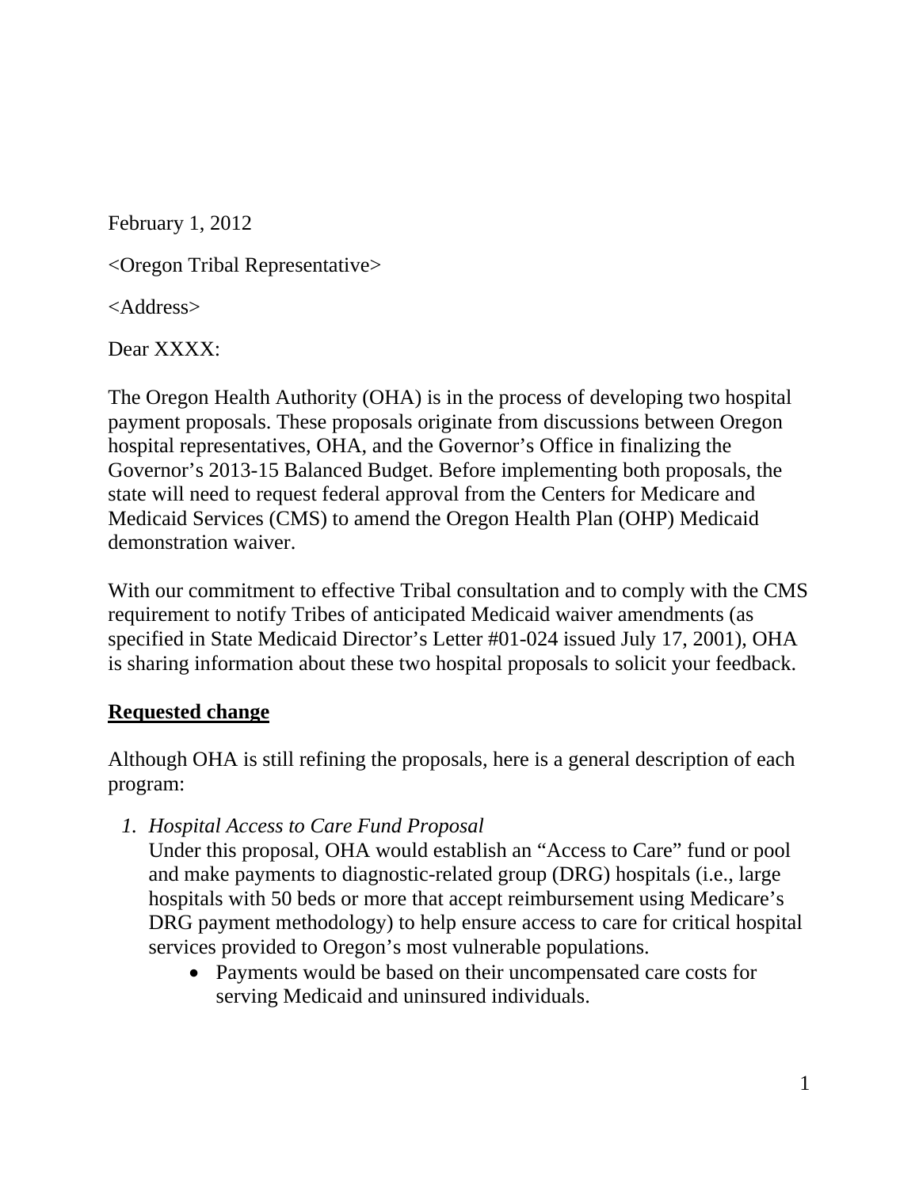February 1, 2012

<Oregon Tribal Representative>

<Address>

Dear XXXX:

The Oregon Health Authority (OHA) is in the process of developing two hospital payment proposals. These proposals originate from discussions between Oregon hospital representatives, OHA, and the Governor's Office in finalizing the Governor's 2013-15 Balanced Budget. Before implementing both proposals, the state will need to request federal approval from the Centers for Medicare and Medicaid Services (CMS) to amend the Oregon Health Plan (OHP) Medicaid demonstration waiver.

With our commitment to effective Tribal consultation and to comply with the CMS requirement to notify Tribes of anticipated Medicaid waiver amendments (as specified in State Medicaid Director's Letter #01-024 issued July 17, 2001), OHA is sharing information about these two hospital proposals to solicit your feedback.

**Requested change**

Although OHA is still refining the proposals, here is a general description of each program:

1. *Hospital Access to Care Fund Proposal*
   Under this proposal, OHA would establish an "Access to Care" fund or pool and make payments to diagnostic-related group (DRG) hospitals (i.e., large hospitals with 50 beds or more that accept reimbursement using Medicare's DRG payment methodology) to help ensure access to care for critical hospital services provided to Oregon's most vulnerable populations.
   - Payments would be based on their uncompensated care costs for serving Medicaid and uninsured individuals.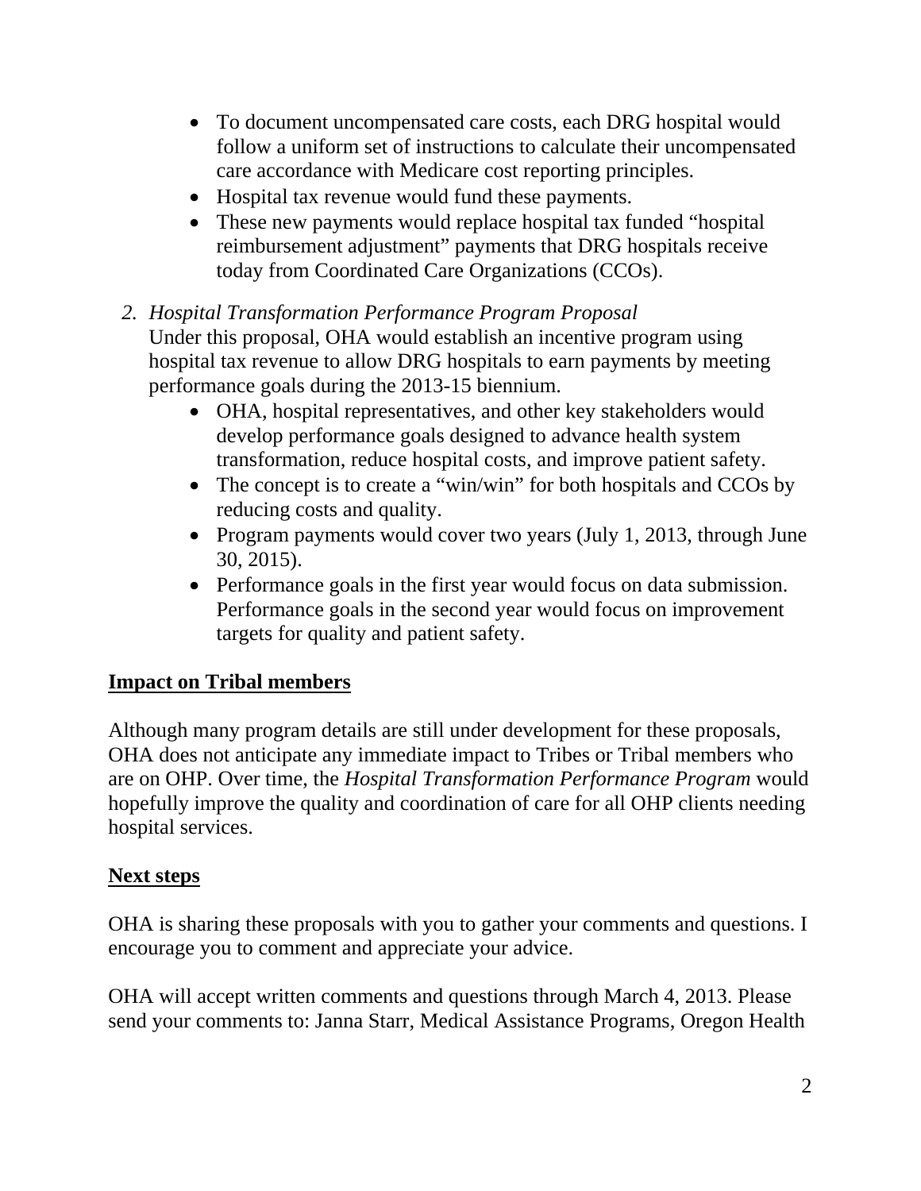- To document uncompensated care costs, each DRG hospital would follow a uniform set of instructions to calculate their uncompensated care accordance with Medicare cost reporting principles.
- Hospital tax revenue would fund these payments.
- These new payments would replace hospital tax funded "hospital reimbursement adjustment" payments that DRG hospitals receive today from Coordinated Care Organizations (CCOs).

2. *Hospital Transformation Performance Program Proposal*
   Under this proposal, OHA would establish an incentive program using hospital tax revenue to allow DRG hospitals to earn payments by meeting performance goals during the 2013-15 biennium.
   - OHA, hospital representatives, and other key stakeholders would develop performance goals designed to advance health system transformation, reduce hospital costs, and improve patient safety.
   - The concept is to create a "win/win" for both hospitals and CCOs by reducing costs and quality.
   - Program payments would cover two years (July 1, 2013, through June 30, 2015).
   - Performance goals in the first year would focus on data submission. Performance goals in the second year would focus on improvement targets for quality and patient safety.

**Impact on Tribal members**

Although many program details are still under development for these proposals, OHA does not anticipate any immediate impact to Tribes or Tribal members who are on OHP. Over time, the *Hospital Transformation Performance Program* would hopefully improve the quality and coordination of care for all OHP clients needing hospital services.

**Next steps**

OHA is sharing these proposals with you to gather your comments and questions. I encourage you to comment and appreciate your advice.

OHA will accept written comments and questions through March 4, 2013. Please send your comments to: Janna Starr, Medical Assistance Programs, Oregon Health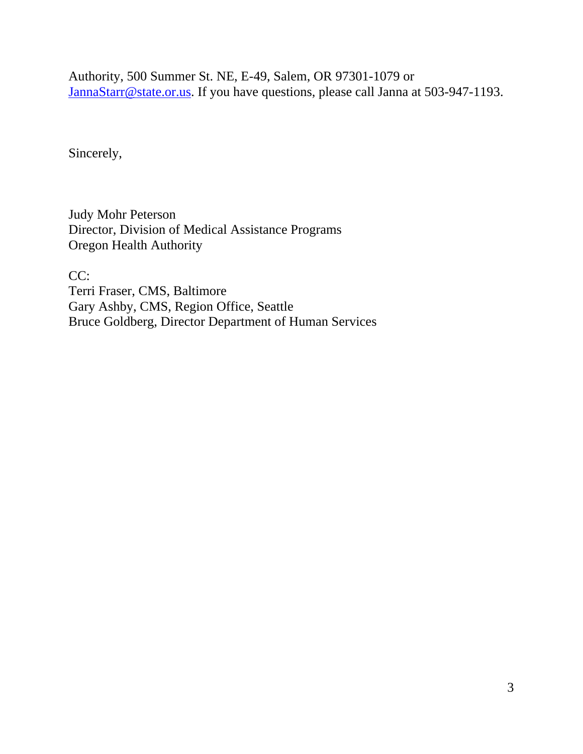Authority, 500 Summer St. NE, E-49, Salem, OR 97301-1079 or JannaStarr@state.or.us. If you have questions, please call Janna at 503-947-1193.

Sincerely,

Judy Mohr Peterson  
Director, Division of Medical Assistance Programs  
Oregon Health Authority

CC:  
Terri Fraser, CMS, Baltimore  
Gary Ashby, CMS, Region Office, Seattle  
Bruce Goldberg, Director Department of Human Services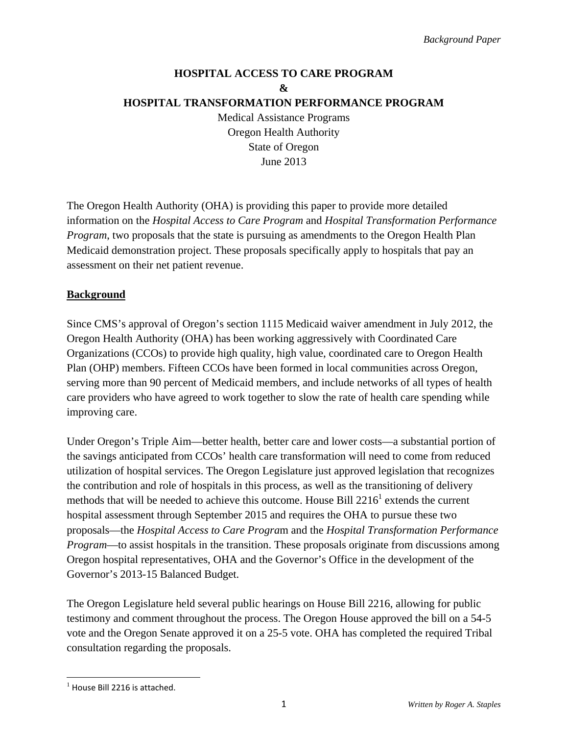*Background Paper*

**HOSPITAL ACCESS TO CARE PROGRAM**
**&**
**HOSPITAL TRANSFORMATION PERFORMANCE PROGRAM**

Medical Assistance Programs
Oregon Health Authority
State of Oregon
June 2013

The Oregon Health Authority (OHA) is providing this paper to provide more detailed information on the *Hospital Access to Care Program* and *Hospital Transformation Performance Program*, two proposals that the state is pursuing as amendments to the Oregon Health Plan Medicaid demonstration project. These proposals specifically apply to hospitals that pay an assessment on their net patient revenue.

## Background

Since CMS's approval of Oregon's section 1115 Medicaid waiver amendment in July 2012, the Oregon Health Authority (OHA) has been working aggressively with Coordinated Care Organizations (CCOs) to provide high quality, high value, coordinated care to Oregon Health Plan (OHP) members. Fifteen CCOs have been formed in local communities across Oregon, serving more than 90 percent of Medicaid members, and include networks of all types of health care providers who have agreed to work together to slow the rate of health care spending while improving care.

Under Oregon's Triple Aim—better health, better care and lower costs—a substantial portion of the savings anticipated from CCOs' health care transformation will need to come from reduced utilization of hospital services. The Oregon Legislature just approved legislation that recognizes the contribution and role of hospitals in this process, as well as the transitioning of delivery methods that will be needed to achieve this outcome. House Bill 2216[1] extends the current hospital assessment through September 2015 and requires the OHA to pursue these two proposals—the *Hospital Access to Care Program* and the *Hospital Transformation Performance Program*—to assist hospitals in the transition. These proposals originate from discussions among Oregon hospital representatives, OHA and the Governor's Office in the development of the Governor's 2013-15 Balanced Budget.

The Oregon Legislature held several public hearings on House Bill 2216, allowing for public testimony and comment throughout the process. The Oregon House approved the bill on a 54-5 vote and the Oregon Senate approved it on a 25-5 vote. OHA has completed the required Tribal consultation regarding the proposals.

[1] House Bill 2216 is attached.

*Written by Roger A. Staples*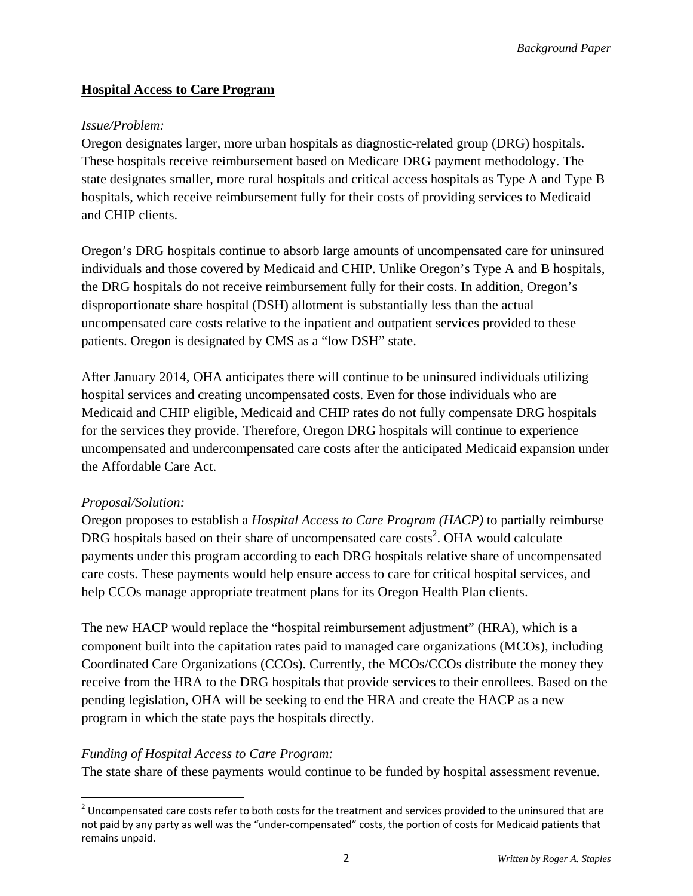## Hospital Access to Care Program

*Issue/Problem:*

Oregon designates larger, more urban hospitals as diagnostic-related group (DRG) hospitals. These hospitals receive reimbursement based on Medicare DRG payment methodology. The state designates smaller, more rural hospitals and critical access hospitals as Type A and Type B hospitals, which receive reimbursement fully for their costs of providing services to Medicaid and CHIP clients.

Oregon's DRG hospitals continue to absorb large amounts of uncompensated care for uninsured individuals and those covered by Medicaid and CHIP. Unlike Oregon's Type A and B hospitals, the DRG hospitals do not receive reimbursement fully for their costs. In addition, Oregon's disproportionate share hospital (DSH) allotment is substantially less than the actual uncompensated care costs relative to the inpatient and outpatient services provided to these patients. Oregon is designated by CMS as a "low DSH" state.

After January 2014, OHA anticipates there will continue to be uninsured individuals utilizing hospital services and creating uncompensated costs. Even for those individuals who are Medicaid and CHIP eligible, Medicaid and CHIP rates do not fully compensate DRG hospitals for the services they provide. Therefore, Oregon DRG hospitals will continue to experience uncompensated and undercompensated care costs after the anticipated Medicaid expansion under the Affordable Care Act.

*Proposal/Solution:*

Oregon proposes to establish a *Hospital Access to Care Program (HACP)* to partially reimburse DRG hospitals based on their share of uncompensated care costs[2]. OHA would calculate payments under this program according to each DRG hospitals relative share of uncompensated care costs. These payments would help ensure access to care for critical hospital services, and help CCOs manage appropriate treatment plans for its Oregon Health Plan clients.

The new HACP would replace the "hospital reimbursement adjustment" (HRA), which is a component built into the capitation rates paid to managed care organizations (MCOs), including Coordinated Care Organizations (CCOs). Currently, the MCOs/CCOs distribute the money they receive from the HRA to the DRG hospitals that provide services to their enrollees. Based on the pending legislation, OHA will be seeking to end the HRA and create the HACP as a new program in which the state pays the hospitals directly.

*Funding of Hospital Access to Care Program:*

The state share of these payments would continue to be funded by hospital assessment revenue.

[2] Uncompensated care costs refer to both costs for the treatment and services provided to the uninsured that are not paid by any party as well was the "under-compensated" costs, the portion of costs for Medicaid patients that remains unpaid.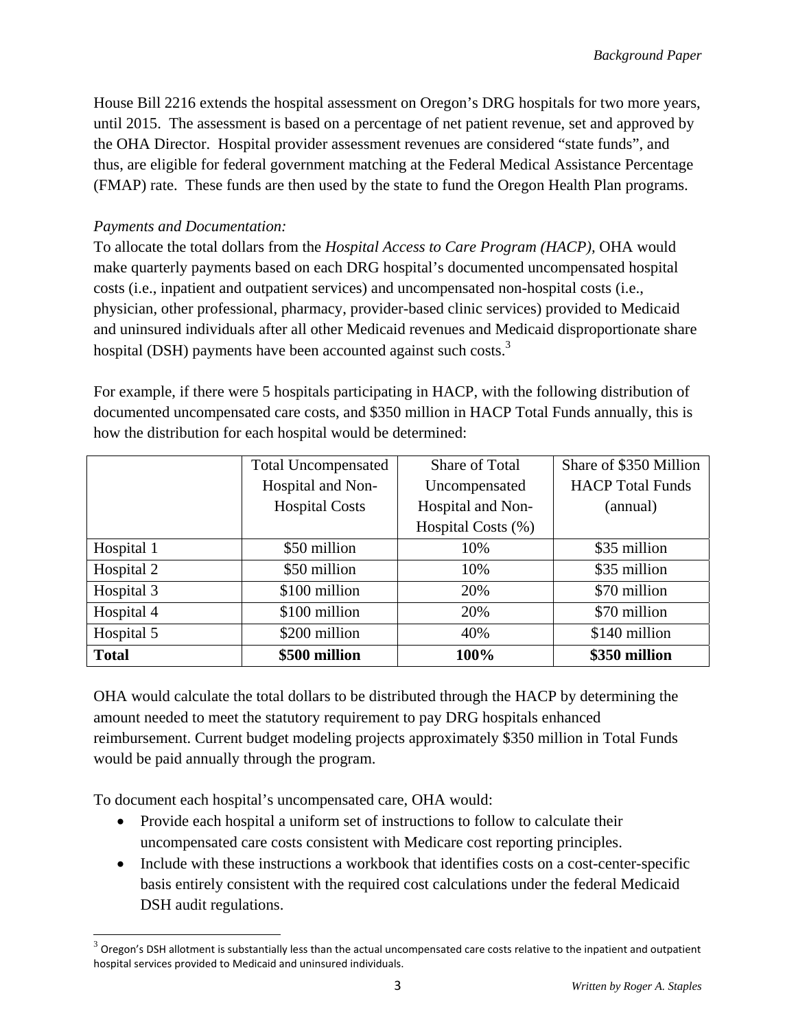House Bill 2216 extends the hospital assessment on Oregon's DRG hospitals for two more years, until 2015. The assessment is based on a percentage of net patient revenue, set and approved by the OHA Director. Hospital provider assessment revenues are considered "state funds", and thus, are eligible for federal government matching at the Federal Medical Assistance Percentage (FMAP) rate. These funds are then used by the state to fund the Oregon Health Plan programs.

*Payments and Documentation:*

To allocate the total dollars from the *Hospital Access to Care Program (HACP),* OHA would make quarterly payments based on each DRG hospital's documented uncompensated hospital costs (i.e., inpatient and outpatient services) and uncompensated non-hospital costs (i.e., physician, other professional, pharmacy, provider-based clinic services) provided to Medicaid and uninsured individuals after all other Medicaid revenues and Medicaid disproportionate share hospital (DSH) payments have been accounted against such costs.[3]

For example, if there were 5 hospitals participating in HACP, with the following distribution of documented uncompensated care costs, and $350 million in HACP Total Funds annually, this is how the distribution for each hospital would be determined:

| | Total Uncompensated Hospital and Non-Hospital Costs | Share of Total Uncompensated Hospital and Non-Hospital Costs (%) | Share of $350 Million HACP Total Funds (annual) |
|---|---|---|---|
| Hospital 1 | $50 million | 10% | $35 million |
| Hospital 2 | $50 million | 10% | $35 million |
| Hospital 3 | $100 million | 20% | $70 million |
| Hospital 4 | $100 million | 20% | $70 million |
| Hospital 5 | $200 million | 40% | $140 million |
| **Total** | **$500 million** | **100%** | **$350 million** |

OHA would calculate the total dollars to be distributed through the HACP by determining the amount needed to meet the statutory requirement to pay DRG hospitals enhanced reimbursement. Current budget modeling projects approximately $350 million in Total Funds would be paid annually through the program.

To document each hospital's uncompensated care, OHA would:

- Provide each hospital a uniform set of instructions to follow to calculate their uncompensated care costs consistent with Medicare cost reporting principles.
- Include with these instructions a workbook that identifies costs on a cost-center-specific basis entirely consistent with the required cost calculations under the federal Medicaid DSH audit regulations.

[3] Oregon's DSH allotment is substantially less than the actual uncompensated care costs relative to the inpatient and outpatient hospital services provided to Medicaid and uninsured individuals.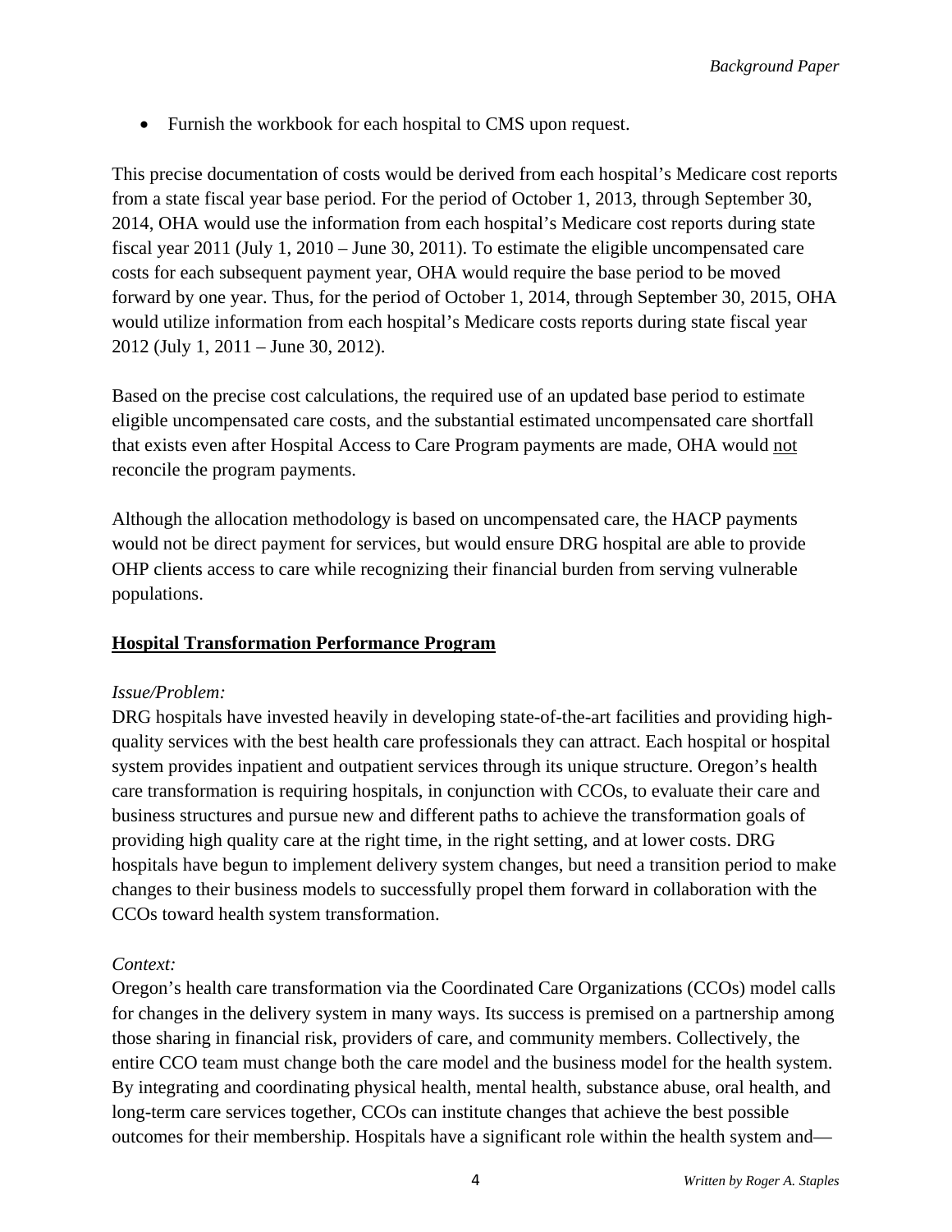- Furnish the workbook for each hospital to CMS upon request.

This precise documentation of costs would be derived from each hospital's Medicare cost reports from a state fiscal year base period. For the period of October 1, 2013, through September 30, 2014, OHA would use the information from each hospital's Medicare cost reports during state fiscal year 2011 (July 1, 2010 – June 30, 2011). To estimate the eligible uncompensated care costs for each subsequent payment year, OHA would require the base period to be moved forward by one year. Thus, for the period of October 1, 2014, through September 30, 2015, OHA would utilize information from each hospital's Medicare costs reports during state fiscal year 2012 (July 1, 2011 – June 30, 2012).

Based on the precise cost calculations, the required use of an updated base period to estimate eligible uncompensated care costs, and the substantial estimated uncompensated care shortfall that exists even after Hospital Access to Care Program payments are made, OHA would <u>not</u> reconcile the program payments.

Although the allocation methodology is based on uncompensated care, the HACP payments would not be direct payment for services, but would ensure DRG hospital are able to provide OHP clients access to care while recognizing their financial burden from serving vulnerable populations.

## **<u>Hospital Transformation Performance Program</u>**

*Issue/Problem:*
DRG hospitals have invested heavily in developing state-of-the-art facilities and providing high-quality services with the best health care professionals they can attract. Each hospital or hospital system provides inpatient and outpatient services through its unique structure. Oregon's health care transformation is requiring hospitals, in conjunction with CCOs, to evaluate their care and business structures and pursue new and different paths to achieve the transformation goals of providing high quality care at the right time, in the right setting, and at lower costs. DRG hospitals have begun to implement delivery system changes, but need a transition period to make changes to their business models to successfully propel them forward in collaboration with the CCOs toward health system transformation.

*Context:*
Oregon's health care transformation via the Coordinated Care Organizations (CCOs) model calls for changes in the delivery system in many ways. Its success is premised on a partnership among those sharing in financial risk, providers of care, and community members. Collectively, the entire CCO team must change both the care model and the business model for the health system. By integrating and coordinating physical health, mental health, substance abuse, oral health, and long-term care services together, CCOs can institute changes that achieve the best possible outcomes for their membership. Hospitals have a significant role within the health system and—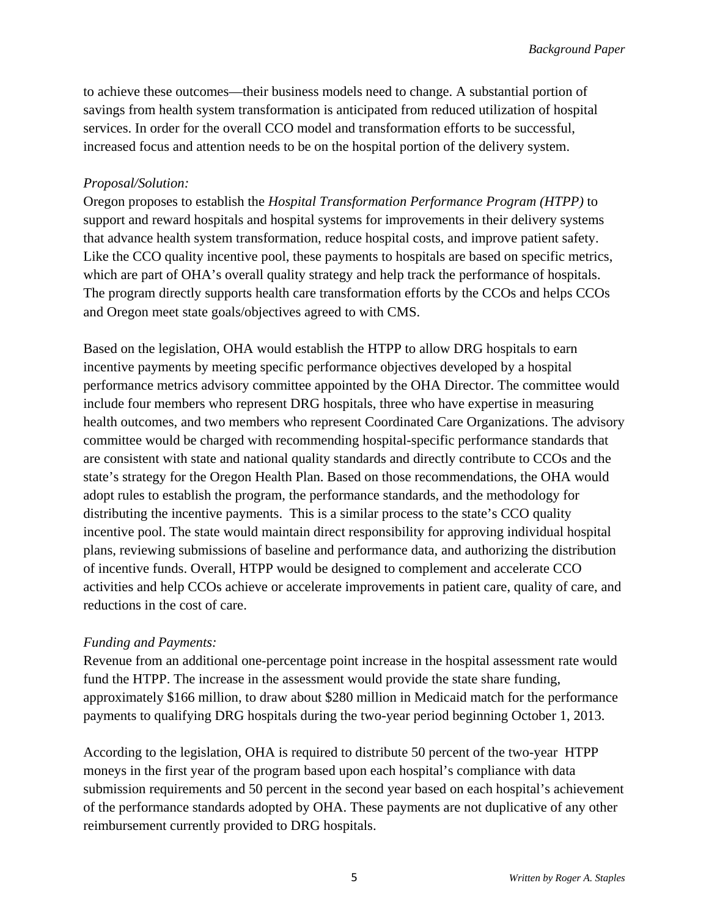to achieve these outcomes—their business models need to change. A substantial portion of savings from health system transformation is anticipated from reduced utilization of hospital services. In order for the overall CCO model and transformation efforts to be successful, increased focus and attention needs to be on the hospital portion of the delivery system.

*Proposal/Solution:*

Oregon proposes to establish the *Hospital Transformation Performance Program (HTPP)* to support and reward hospitals and hospital systems for improvements in their delivery systems that advance health system transformation, reduce hospital costs, and improve patient safety. Like the CCO quality incentive pool, these payments to hospitals are based on specific metrics, which are part of OHA's overall quality strategy and help track the performance of hospitals. The program directly supports health care transformation efforts by the CCOs and helps CCOs and Oregon meet state goals/objectives agreed to with CMS.

Based on the legislation, OHA would establish the HTPP to allow DRG hospitals to earn incentive payments by meeting specific performance objectives developed by a hospital performance metrics advisory committee appointed by the OHA Director. The committee would include four members who represent DRG hospitals, three who have expertise in measuring health outcomes, and two members who represent Coordinated Care Organizations. The advisory committee would be charged with recommending hospital-specific performance standards that are consistent with state and national quality standards and directly contribute to CCOs and the state's strategy for the Oregon Health Plan. Based on those recommendations, the OHA would adopt rules to establish the program, the performance standards, and the methodology for distributing the incentive payments. This is a similar process to the state's CCO quality incentive pool. The state would maintain direct responsibility for approving individual hospital plans, reviewing submissions of baseline and performance data, and authorizing the distribution of incentive funds. Overall, HTPP would be designed to complement and accelerate CCO activities and help CCOs achieve or accelerate improvements in patient care, quality of care, and reductions in the cost of care.

*Funding and Payments:*

Revenue from an additional one-percentage point increase in the hospital assessment rate would fund the HTPP. The increase in the assessment would provide the state share funding, approximately $166 million, to draw about $280 million in Medicaid match for the performance payments to qualifying DRG hospitals during the two-year period beginning October 1, 2013.

According to the legislation, OHA is required to distribute 50 percent of the two-year HTPP moneys in the first year of the program based upon each hospital's compliance with data submission requirements and 50 percent in the second year based on each hospital's achievement of the performance standards adopted by OHA. These payments are not duplicative of any other reimbursement currently provided to DRG hospitals.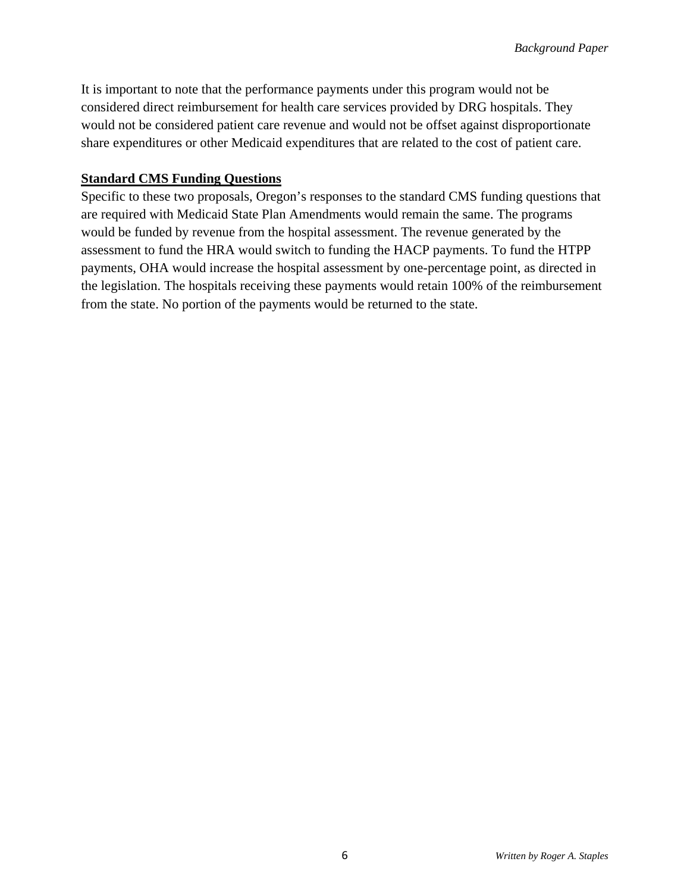It is important to note that the performance payments under this program would not be considered direct reimbursement for health care services provided by DRG hospitals. They would not be considered patient care revenue and would not be offset against disproportionate share expenditures or other Medicaid expenditures that are related to the cost of patient care.

**Standard CMS Funding Questions**

Specific to these two proposals, Oregon's responses to the standard CMS funding questions that are required with Medicaid State Plan Amendments would remain the same. The programs would be funded by revenue from the hospital assessment. The revenue generated by the assessment to fund the HRA would switch to funding the HACP payments. To fund the HTPP payments, OHA would increase the hospital assessment by one-percentage point, as directed in the legislation. The hospitals receiving these payments would retain 100% of the reimbursement from the state. No portion of the payments would be returned to the state.